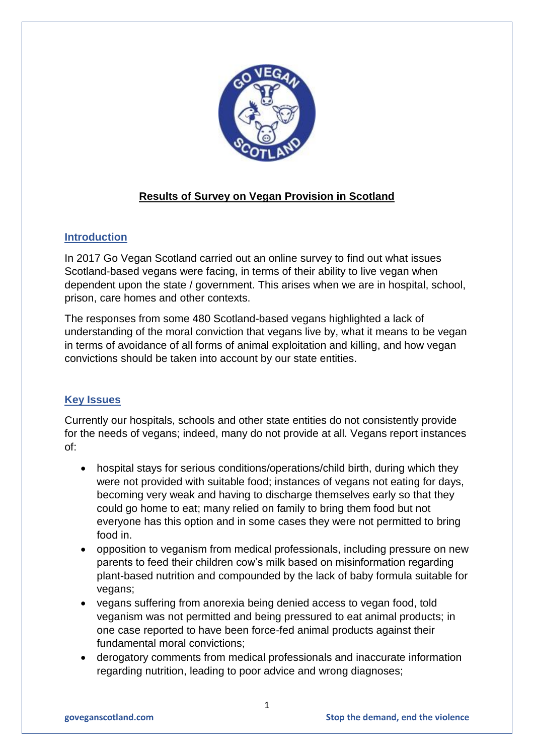# Results of Survey on Vegan Provision in Scotland

## Introduction

In 2017 Go Vegan Scotland carried out an online survey to find out what issues Scotland-based vegans were facing, in terms of their ability to live vegan when dependent upon the state / government. This arises when we are in hospital, school, prison, care homes and other contexts.

The responses from some 480 Scotland-based vegans highlighted a lack of understanding of the moral conviction that vegans live by, what it means to be vegan in terms of avoidance of all forms of animal exploitation and killing, and how vegan convictions should be taken into account by our state entities.

## Key Issues

Currently our hospitals, schools and other state entities do not consistently provide for the needs of vegans; indeed, many do not provide at all. Vegans report instances of:

- hospital stays for serious conditions/operations/child birth, during which they were not provided with suitable food; instances of vegans not eating for days, becoming very weak and having to discharge themselves early so that they could go home to eat; many relied on family to bring them food but not everyone has this option and in some cases they were not permitted to bring food in.
- opposition to veganism from medical professionals, including pressure on new parents to feed their children cow's milk based on misinformation regarding plant-based nutrition and compounded by the lack of baby formula suitable for vegans;
- vegans suffering from anorexia being denied access to vegan food, told veganism was not permitted and being pressured to eat animal products; in one case reported to have been force-fed animal products against their fundamental moral convictions;
- derogatory comments from medical professionals and inaccurate information regarding nutrition, leading to poor advice and wrong diagnoses;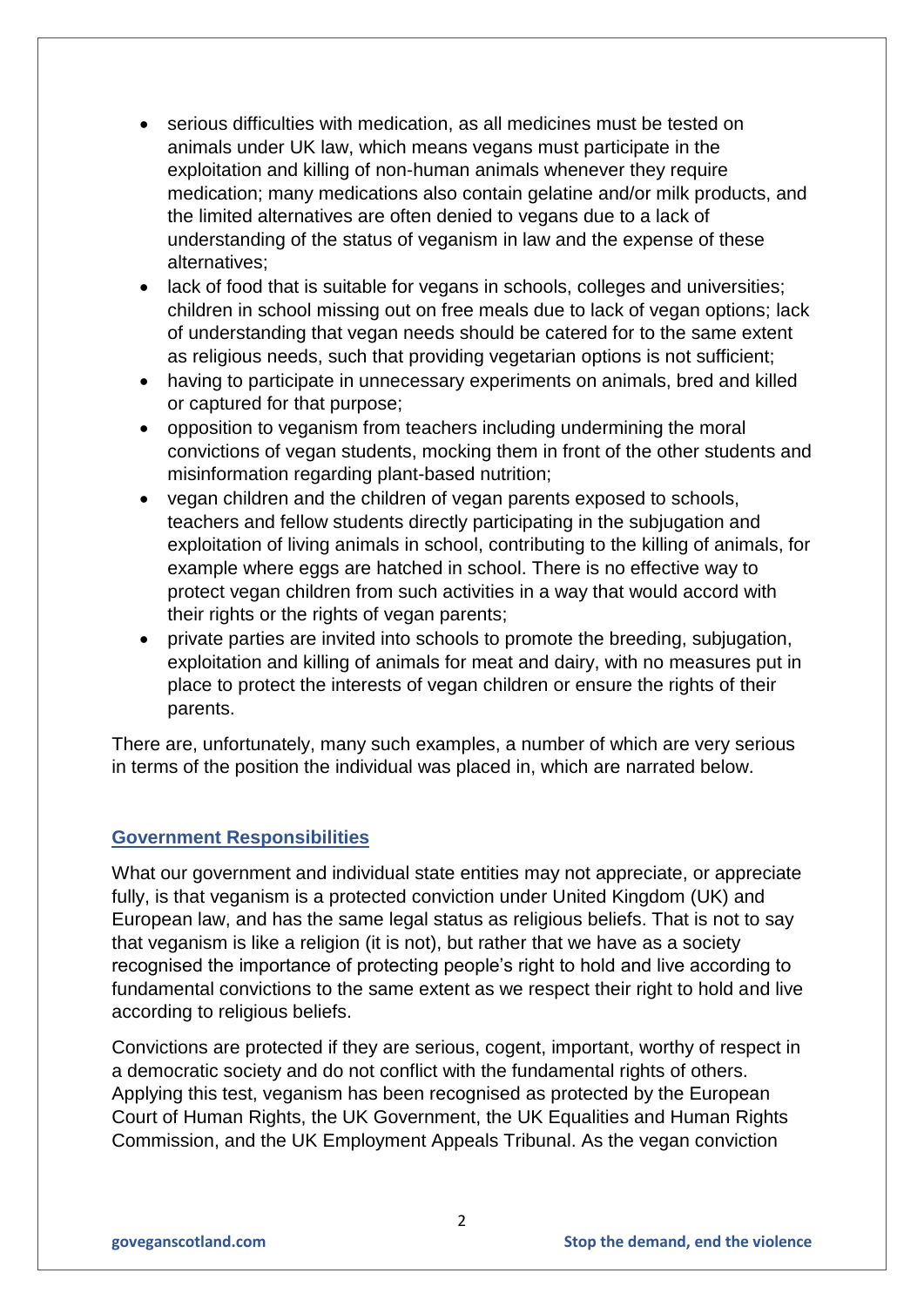- serious difficulties with medication, as all medicines must be tested on animals under UK law, which means vegans must participate in the exploitation and killing of non-human animals whenever they require medication; many medications also contain gelatine and/or milk products, and the limited alternatives are often denied to vegans due to a lack of understanding of the status of veganism in law and the expense of these alternatives;
- lack of food that is suitable for vegans in schools, colleges and universities; children in school missing out on free meals due to lack of vegan options; lack of understanding that vegan needs should be catered for to the same extent as religious needs, such that providing vegetarian options is not sufficient;
- having to participate in unnecessary experiments on animals, bred and killed or captured for that purpose;
- opposition to veganism from teachers including undermining the moral convictions of vegan students, mocking them in front of the other students and misinformation regarding plant-based nutrition;
- vegan children and the children of vegan parents exposed to schools, teachers and fellow students directly participating in the subjugation and exploitation of living animals in school, contributing to the killing of animals, for example where eggs are hatched in school. There is no effective way to protect vegan children from such activities in a way that would accord with their rights or the rights of vegan parents;
- private parties are invited into schools to promote the breeding, subjugation, exploitation and killing of animals for meat and dairy, with no measures put in place to protect the interests of vegan children or ensure the rights of their parents.

There are, unfortunately, many such examples, a number of which are very serious in terms of the position the individual was placed in, which are narrated below.

## Government Responsibilities

What our government and individual state entities may not appreciate, or appreciate fully, is that veganism is a protected conviction under United Kingdom (UK) and European law, and has the same legal status as religious beliefs. That is not to say that veganism is like a religion (it is not), but rather that we have as a society recognised the importance of protecting people's right to hold and live according to fundamental convictions to the same extent as we respect their right to hold and live according to religious beliefs.

Convictions are protected if they are serious, cogent, important, worthy of respect in a democratic society and do not conflict with the fundamental rights of others. Applying this test, veganism has been recognised as protected by the European Court of Human Rights, the UK Government, the UK Equalities and Human Rights Commission, and the UK Employment Appeals Tribunal. As the vegan conviction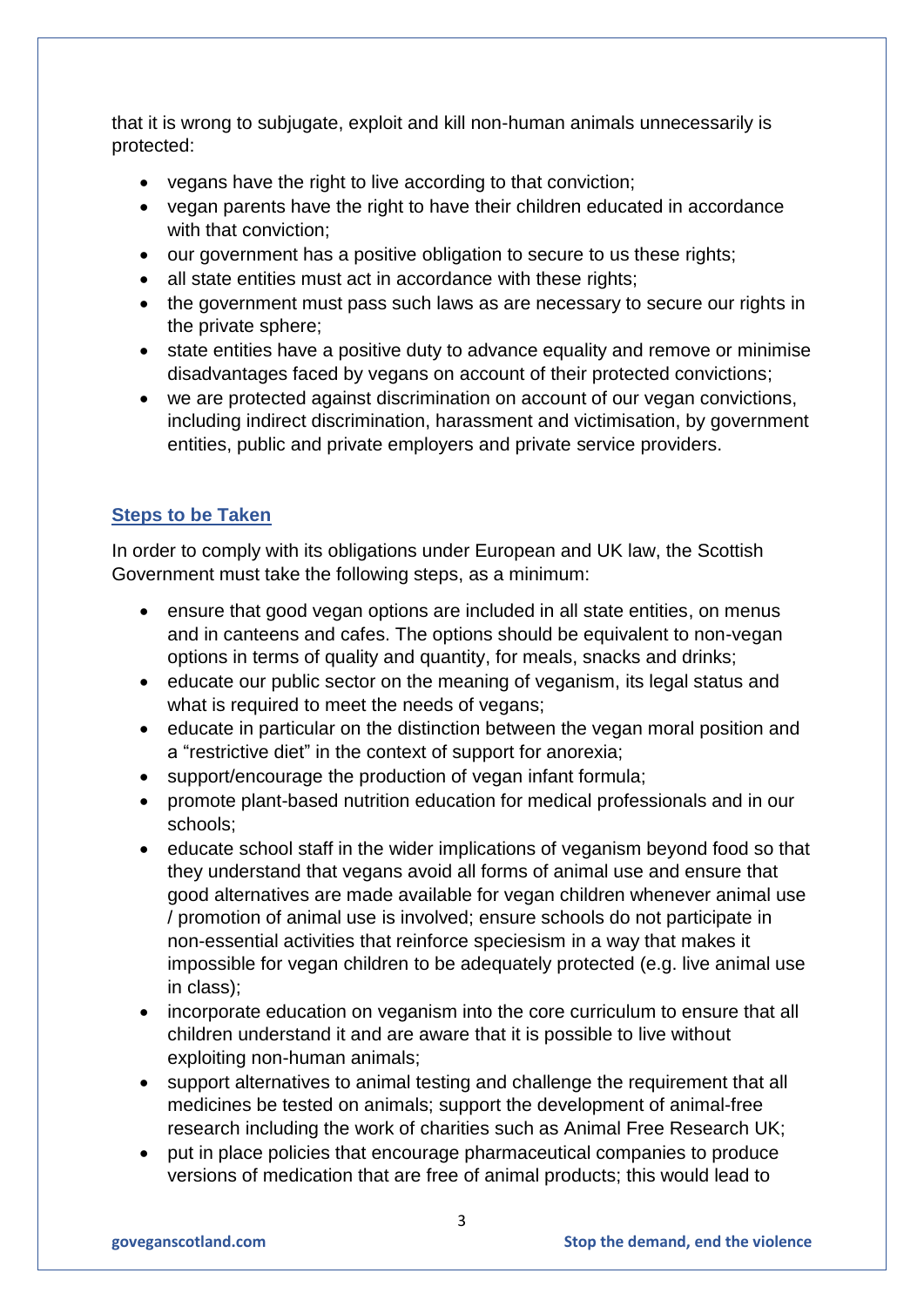that it is wrong to subjugate, exploit and kill non-human animals unnecessarily is protected:

- vegans have the right to live according to that conviction;
- vegan parents have the right to have their children educated in accordance with that conviction;
- our government has a positive obligation to secure to us these rights;
- all state entities must act in accordance with these rights;
- the government must pass such laws as are necessary to secure our rights in the private sphere;
- state entities have a positive duty to advance equality and remove or minimise disadvantages faced by vegans on account of their protected convictions;
- we are protected against discrimination on account of our vegan convictions, including indirect discrimination, harassment and victimisation, by government entities, public and private employers and private service providers.

## Steps to be Taken

In order to comply with its obligations under European and UK law, the Scottish Government must take the following steps, as a minimum:

- ensure that good vegan options are included in all state entities, on menus and in canteens and cafes. The options should be equivalent to non-vegan options in terms of quality and quantity, for meals, snacks and drinks;
- educate our public sector on the meaning of veganism, its legal status and what is required to meet the needs of vegans;
- educate in particular on the distinction between the vegan moral position and a "restrictive diet" in the context of support for anorexia;
- support/encourage the production of vegan infant formula;
- promote plant-based nutrition education for medical professionals and in our schools;
- educate school staff in the wider implications of veganism beyond food so that they understand that vegans avoid all forms of animal use and ensure that good alternatives are made available for vegan children whenever animal use / promotion of animal use is involved; ensure schools do not participate in non-essential activities that reinforce speciesism in a way that makes it impossible for vegan children to be adequately protected (e.g. live animal use in class);
- incorporate education on veganism into the core curriculum to ensure that all children understand it and are aware that it is possible to live without exploiting non-human animals;
- support alternatives to animal testing and challenge the requirement that all medicines be tested on animals; support the development of animal-free research including the work of charities such as Animal Free Research UK;
- put in place policies that encourage pharmaceutical companies to produce versions of medication that are free of animal products; this would lead to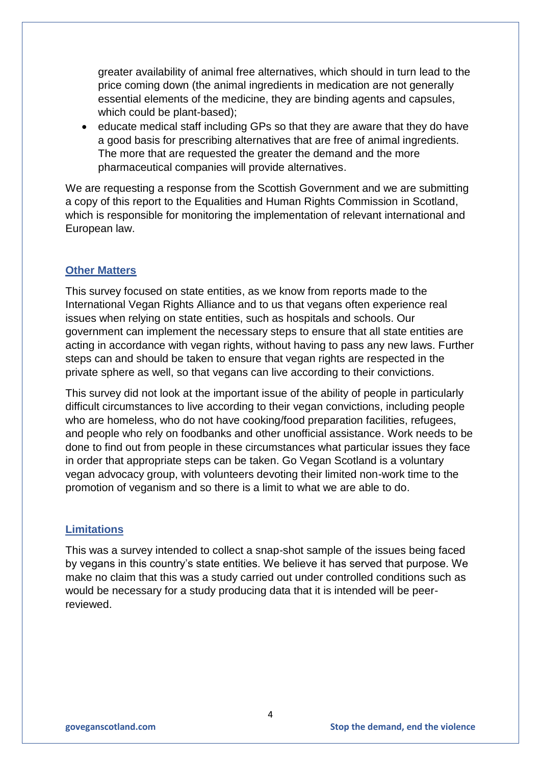greater availability of animal free alternatives, which should in turn lead to the price coming down (the animal ingredients in medication are not generally essential elements of the medicine, they are binding agents and capsules, which could be plant-based);
- educate medical staff including GPs so that they are aware that they do have a good basis for prescribing alternatives that are free of animal ingredients. The more that are requested the greater the demand and the more pharmaceutical companies will provide alternatives.

We are requesting a response from the Scottish Government and we are submitting a copy of this report to the Equalities and Human Rights Commission in Scotland, which is responsible for monitoring the implementation of relevant international and European law.

## Other Matters

This survey focused on state entities, as we know from reports made to the International Vegan Rights Alliance and to us that vegans often experience real issues when relying on state entities, such as hospitals and schools. Our government can implement the necessary steps to ensure that all state entities are acting in accordance with vegan rights, without having to pass any new laws. Further steps can and should be taken to ensure that vegan rights are respected in the private sphere as well, so that vegans can live according to their convictions.

This survey did not look at the important issue of the ability of people in particularly difficult circumstances to live according to their vegan convictions, including people who are homeless, who do not have cooking/food preparation facilities, refugees, and people who rely on foodbanks and other unofficial assistance. Work needs to be done to find out from people in these circumstances what particular issues they face in order that appropriate steps can be taken. Go Vegan Scotland is a voluntary vegan advocacy group, with volunteers devoting their limited non-work time to the promotion of veganism and so there is a limit to what we are able to do.

## Limitations

This was a survey intended to collect a snap-shot sample of the issues being faced by vegans in this country's state entities. We believe it has served that purpose. We make no claim that this was a study carried out under controlled conditions such as would be necessary for a study producing data that it is intended will be peer-reviewed.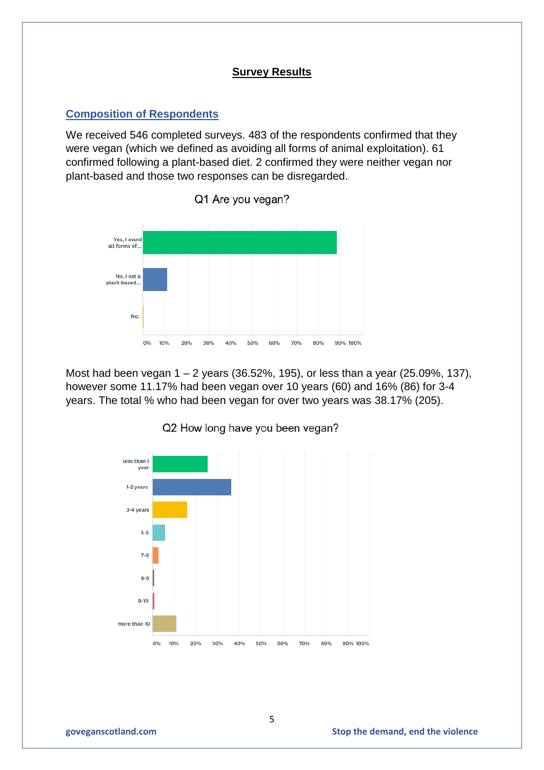## Survey Results

### Composition of Respondents

We received 546 completed surveys. 483 of the respondents confirmed that they were vegan (which we defined as avoiding all forms of animal exploitation). 61 confirmed following a plant-based diet. 2 confirmed they were neither vegan nor plant-based and those two responses can be disregarded.

Q1 Are you vegan?

Most had been vegan 1 – 2 years (36.52%, 195), or less than a year (25.09%, 137), however some 11.17% had been vegan over 10 years (60) and 16% (86) for 3-4 years. The total % who had been vegan for over two years was 38.17% (205).

Q2 How long have you been vegan?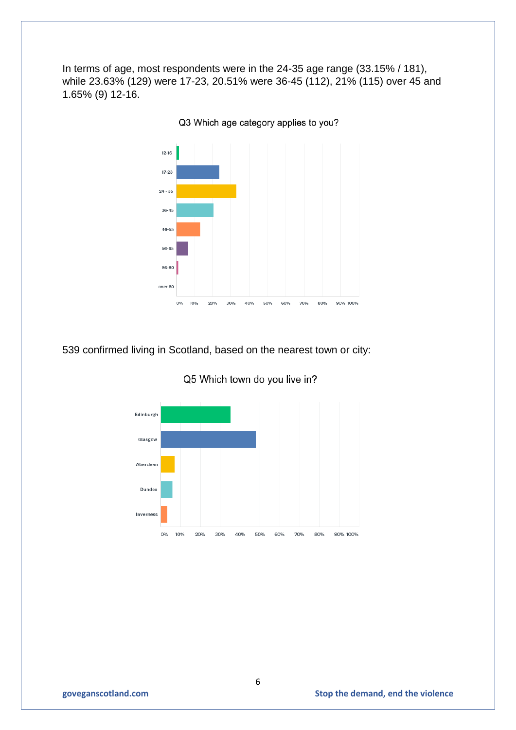In terms of age, most respondents were in the 24-35 age range (33.15% / 181), while 23.63% (129) were 17-23, 20.51% were 36-45 (112), 21% (115) over 45 and 1.65% (9) 12-16.

Q3 Which age category applies to you?

539 confirmed living in Scotland, based on the nearest town or city:

Q5 Which town do you live in?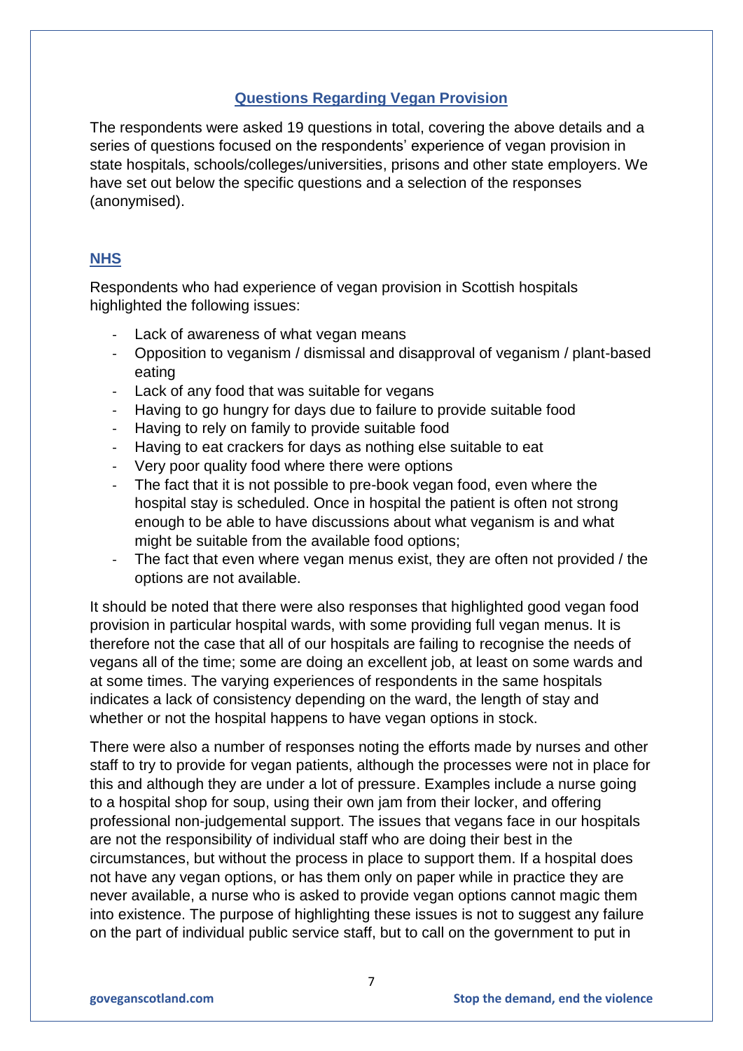## Questions Regarding Vegan Provision

The respondents were asked 19 questions in total, covering the above details and a series of questions focused on the respondents' experience of vegan provision in state hospitals, schools/colleges/universities, prisons and other state employers. We have set out below the specific questions and a selection of the responses (anonymised).

### NHS

Respondents who had experience of vegan provision in Scottish hospitals highlighted the following issues:

- Lack of awareness of what vegan means
- Opposition to veganism / dismissal and disapproval of veganism / plant-based eating
- Lack of any food that was suitable for vegans
- Having to go hungry for days due to failure to provide suitable food
- Having to rely on family to provide suitable food
- Having to eat crackers for days as nothing else suitable to eat
- Very poor quality food where there were options
- The fact that it is not possible to pre-book vegan food, even where the hospital stay is scheduled. Once in hospital the patient is often not strong enough to be able to have discussions about what veganism is and what might be suitable from the available food options;
- The fact that even where vegan menus exist, they are often not provided / the options are not available.

It should be noted that there were also responses that highlighted good vegan food provision in particular hospital wards, with some providing full vegan menus. It is therefore not the case that all of our hospitals are failing to recognise the needs of vegans all of the time; some are doing an excellent job, at least on some wards and at some times. The varying experiences of respondents in the same hospitals indicates a lack of consistency depending on the ward, the length of stay and whether or not the hospital happens to have vegan options in stock.

There were also a number of responses noting the efforts made by nurses and other staff to try to provide for vegan patients, although the processes were not in place for this and although they are under a lot of pressure. Examples include a nurse going to a hospital shop for soup, using their own jam from their locker, and offering professional non-judgemental support. The issues that vegans face in our hospitals are not the responsibility of individual staff who are doing their best in the circumstances, but without the process in place to support them. If a hospital does not have any vegan options, or has them only on paper while in practice they are never available, a nurse who is asked to provide vegan options cannot magic them into existence. The purpose of highlighting these issues is not to suggest any failure on the part of individual public service staff, but to call on the government to put in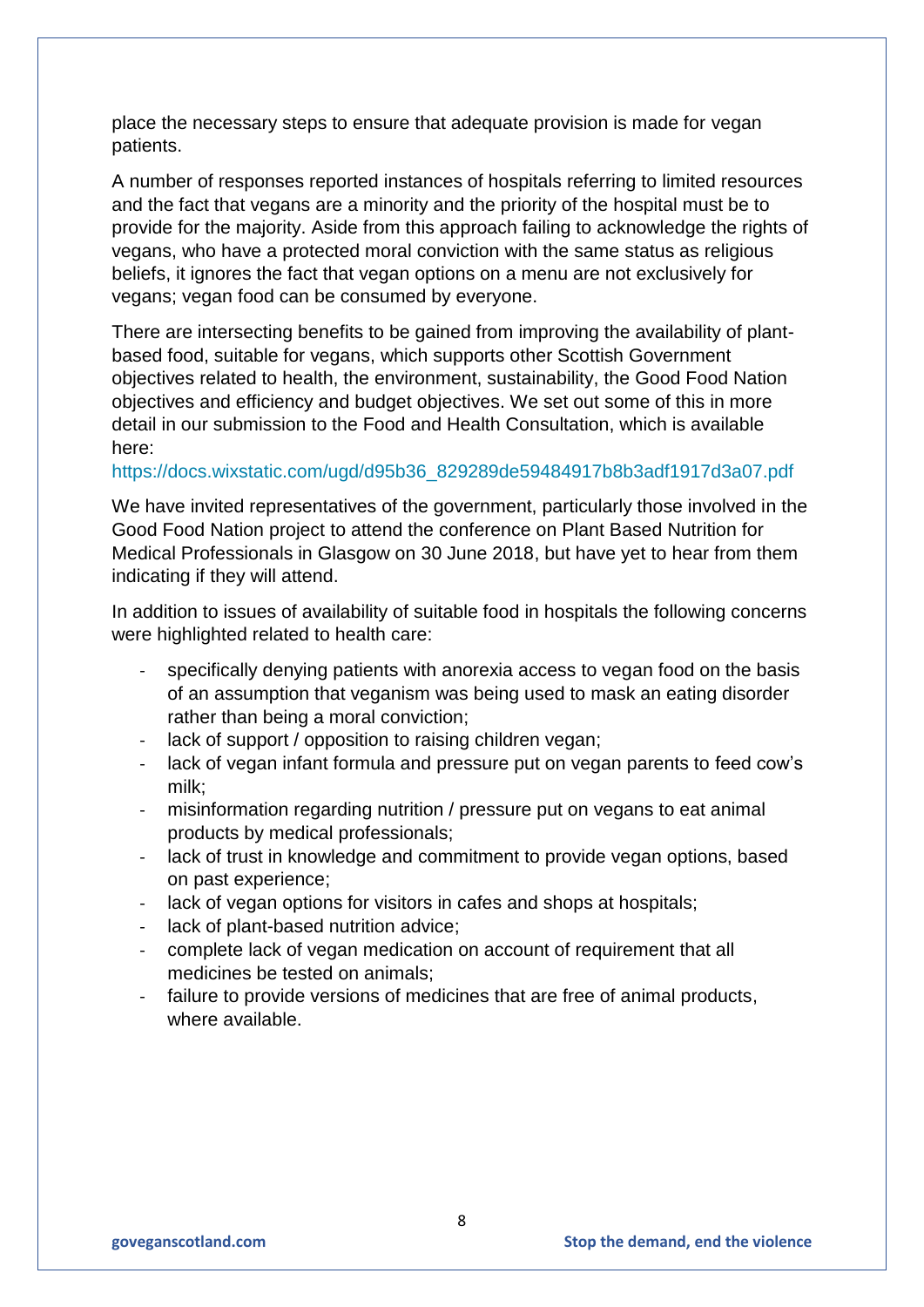place the necessary steps to ensure that adequate provision is made for vegan patients.

A number of responses reported instances of hospitals referring to limited resources and the fact that vegans are a minority and the priority of the hospital must be to provide for the majority. Aside from this approach failing to acknowledge the rights of vegans, who have a protected moral conviction with the same status as religious beliefs, it ignores the fact that vegan options on a menu are not exclusively for vegans; vegan food can be consumed by everyone.

There are intersecting benefits to be gained from improving the availability of plant-based food, suitable for vegans, which supports other Scottish Government objectives related to health, the environment, sustainability, the Good Food Nation objectives and efficiency and budget objectives. We set out some of this in more detail in our submission to the Food and Health Consultation, which is available here:

https://docs.wixstatic.com/ugd/d95b36_829289de59484917b8b3adf1917d3a07.pdf

We have invited representatives of the government, particularly those involved in the Good Food Nation project to attend the conference on Plant Based Nutrition for Medical Professionals in Glasgow on 30 June 2018, but have yet to hear from them indicating if they will attend.

In addition to issues of availability of suitable food in hospitals the following concerns were highlighted related to health care:

- specifically denying patients with anorexia access to vegan food on the basis of an assumption that veganism was being used to mask an eating disorder rather than being a moral conviction;
- lack of support / opposition to raising children vegan;
- lack of vegan infant formula and pressure put on vegan parents to feed cow's milk;
- misinformation regarding nutrition / pressure put on vegans to eat animal products by medical professionals;
- lack of trust in knowledge and commitment to provide vegan options, based on past experience;
- lack of vegan options for visitors in cafes and shops at hospitals;
- lack of plant-based nutrition advice;
- complete lack of vegan medication on account of requirement that all medicines be tested on animals;
- failure to provide versions of medicines that are free of animal products, where available.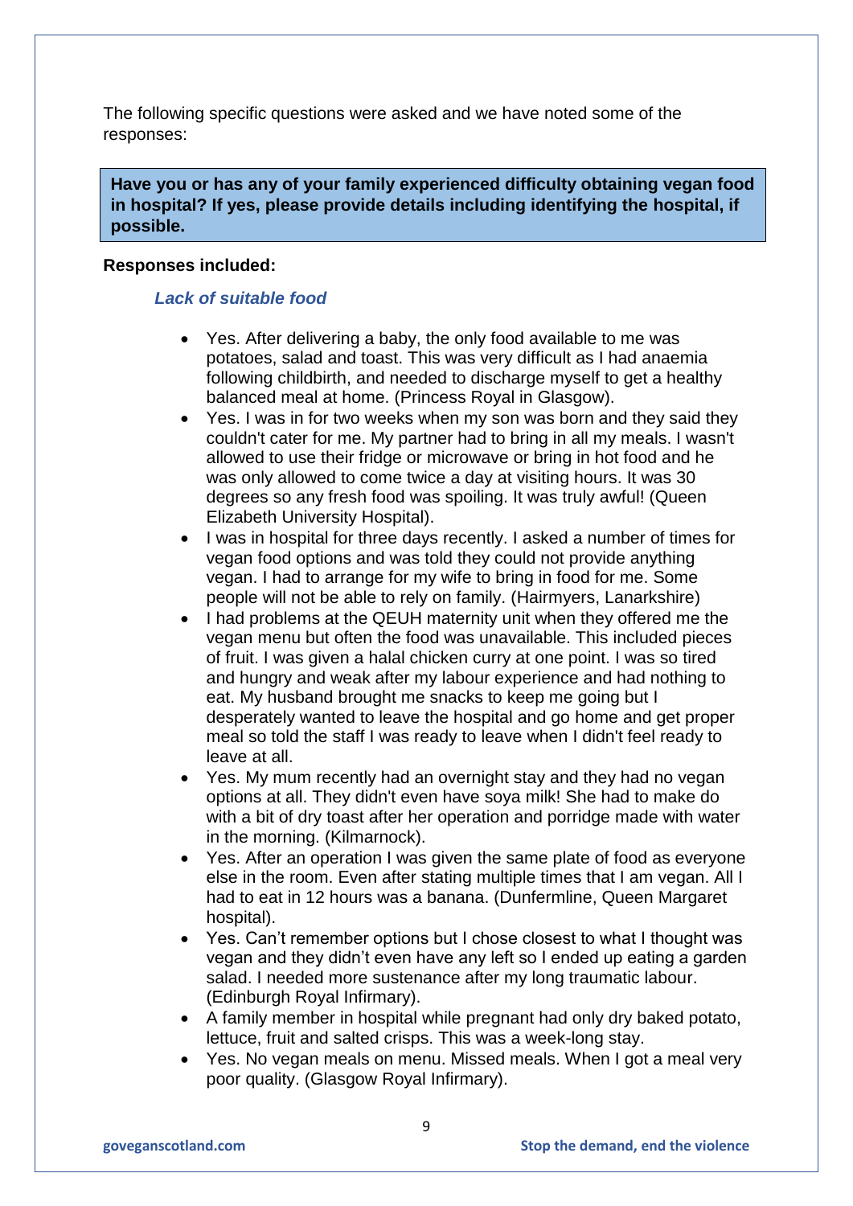The following specific questions were asked and we have noted some of the responses:

**Have you or has any of your family experienced difficulty obtaining vegan food in hospital? If yes, please provide details including identifying the hospital, if possible.**

**Responses included:**

### *Lack of suitable food*

- Yes. After delivering a baby, the only food available to me was potatoes, salad and toast. This was very difficult as I had anaemia following childbirth, and needed to discharge myself to get a healthy balanced meal at home. (Princess Royal in Glasgow).
- Yes. I was in for two weeks when my son was born and they said they couldn't cater for me. My partner had to bring in all my meals. I wasn't allowed to use their fridge or microwave or bring in hot food and he was only allowed to come twice a day at visiting hours. It was 30 degrees so any fresh food was spoiling. It was truly awful! (Queen Elizabeth University Hospital).
- I was in hospital for three days recently. I asked a number of times for vegan food options and was told they could not provide anything vegan. I had to arrange for my wife to bring in food for me. Some people will not be able to rely on family. (Hairmyers, Lanarkshire)
- I had problems at the QEUH maternity unit when they offered me the vegan menu but often the food was unavailable. This included pieces of fruit. I was given a halal chicken curry at one point. I was so tired and hungry and weak after my labour experience and had nothing to eat. My husband brought me snacks to keep me going but I desperately wanted to leave the hospital and go home and get proper meal so told the staff I was ready to leave when I didn't feel ready to leave at all.
- Yes. My mum recently had an overnight stay and they had no vegan options at all. They didn't even have soya milk! She had to make do with a bit of dry toast after her operation and porridge made with water in the morning. (Kilmarnock).
- Yes. After an operation I was given the same plate of food as everyone else in the room. Even after stating multiple times that I am vegan. All I had to eat in 12 hours was a banana. (Dunfermline, Queen Margaret hospital).
- Yes. Can't remember options but I chose closest to what I thought was vegan and they didn't even have any left so I ended up eating a garden salad. I needed more sustenance after my long traumatic labour. (Edinburgh Royal Infirmary).
- A family member in hospital while pregnant had only dry baked potato, lettuce, fruit and salted crisps. This was a week-long stay.
- Yes. No vegan meals on menu. Missed meals. When I got a meal very poor quality. (Glasgow Royal Infirmary).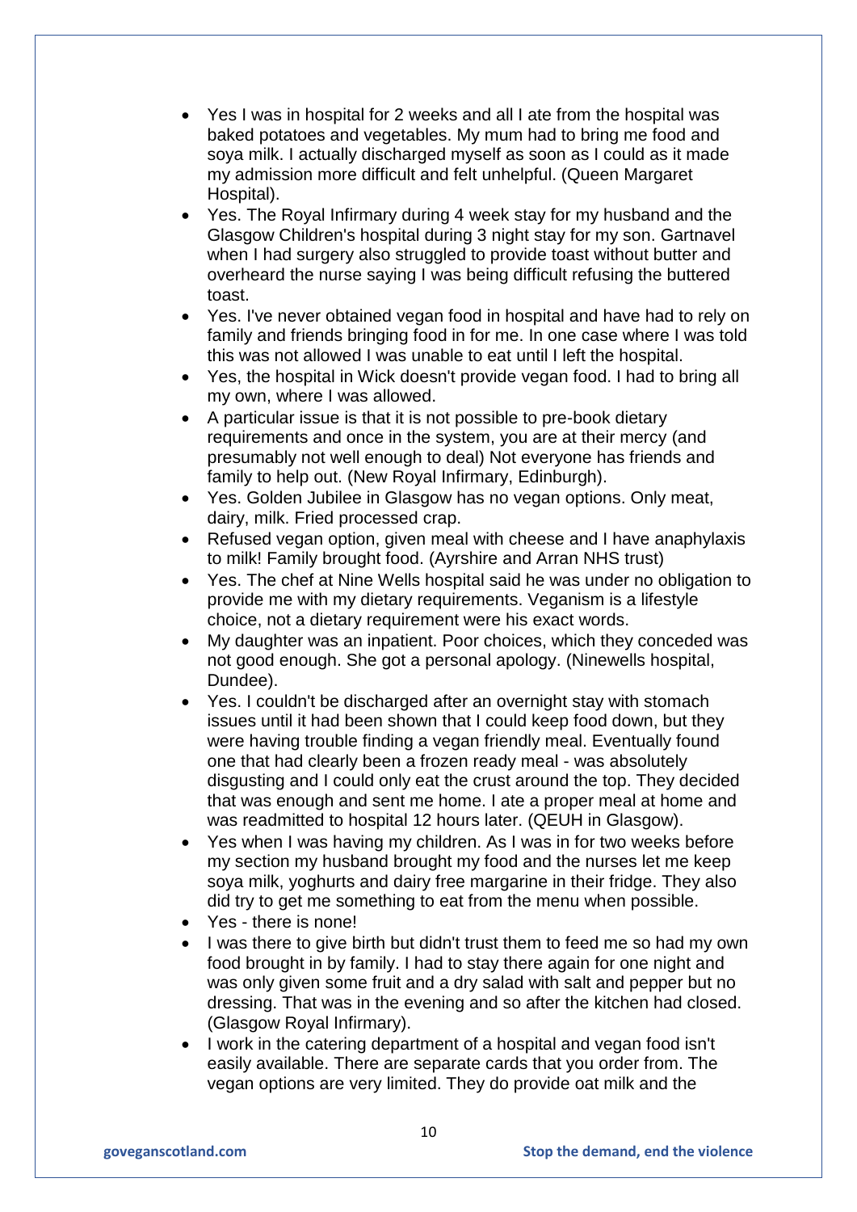- Yes I was in hospital for 2 weeks and all I ate from the hospital was baked potatoes and vegetables. My mum had to bring me food and soya milk. I actually discharged myself as soon as I could as it made my admission more difficult and felt unhelpful. (Queen Margaret Hospital).
- Yes. The Royal Infirmary during 4 week stay for my husband and the Glasgow Children's hospital during 3 night stay for my son. Gartnavel when I had surgery also struggled to provide toast without butter and overheard the nurse saying I was being difficult refusing the buttered toast.
- Yes. I've never obtained vegan food in hospital and have had to rely on family and friends bringing food in for me. In one case where I was told this was not allowed I was unable to eat until I left the hospital.
- Yes, the hospital in Wick doesn't provide vegan food. I had to bring all my own, where I was allowed.
- A particular issue is that it is not possible to pre-book dietary requirements and once in the system, you are at their mercy (and presumably not well enough to deal) Not everyone has friends and family to help out. (New Royal Infirmary, Edinburgh).
- Yes. Golden Jubilee in Glasgow has no vegan options. Only meat, dairy, milk. Fried processed crap.
- Refused vegan option, given meal with cheese and I have anaphylaxis to milk! Family brought food. (Ayrshire and Arran NHS trust)
- Yes. The chef at Nine Wells hospital said he was under no obligation to provide me with my dietary requirements. Veganism is a lifestyle choice, not a dietary requirement were his exact words.
- My daughter was an inpatient. Poor choices, which they conceded was not good enough. She got a personal apology. (Ninewells hospital, Dundee).
- Yes. I couldn't be discharged after an overnight stay with stomach issues until it had been shown that I could keep food down, but they were having trouble finding a vegan friendly meal. Eventually found one that had clearly been a frozen ready meal - was absolutely disgusting and I could only eat the crust around the top. They decided that was enough and sent me home. I ate a proper meal at home and was readmitted to hospital 12 hours later. (QEUH in Glasgow).
- Yes when I was having my children. As I was in for two weeks before my section my husband brought my food and the nurses let me keep soya milk, yoghurts and dairy free margarine in their fridge. They also did try to get me something to eat from the menu when possible.
- Yes - there is none!
- I was there to give birth but didn't trust them to feed me so had my own food brought in by family. I had to stay there again for one night and was only given some fruit and a dry salad with salt and pepper but no dressing. That was in the evening and so after the kitchen had closed. (Glasgow Royal Infirmary).
- I work in the catering department of a hospital and vegan food isn't easily available. There are separate cards that you order from. The vegan options are very limited. They do provide oat milk and the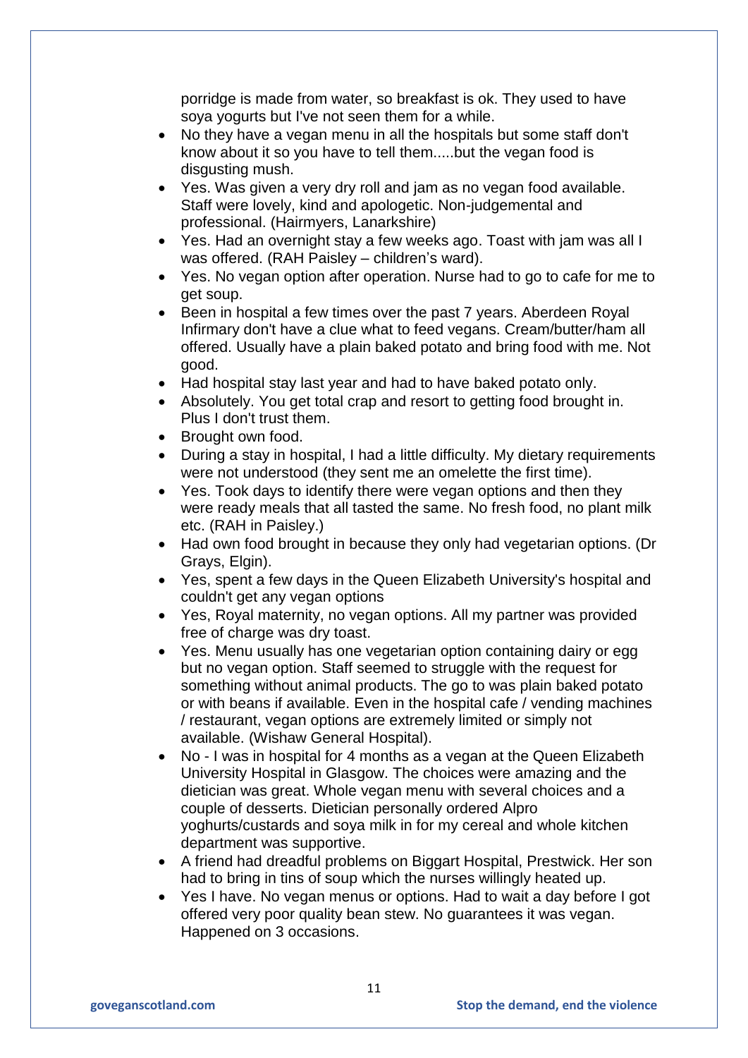porridge is made from water, so breakfast is ok. They used to have soya yogurts but I've not seen them for a while.

- No they have a vegan menu in all the hospitals but some staff don't know about it so you have to tell them.....but the vegan food is disgusting mush.
- Yes. Was given a very dry roll and jam as no vegan food available. Staff were lovely, kind and apologetic. Non-judgemental and professional. (Hairmyers, Lanarkshire)
- Yes. Had an overnight stay a few weeks ago. Toast with jam was all I was offered. (RAH Paisley – children's ward).
- Yes. No vegan option after operation. Nurse had to go to cafe for me to get soup.
- Been in hospital a few times over the past 7 years. Aberdeen Royal Infirmary don't have a clue what to feed vegans. Cream/butter/ham all offered. Usually have a plain baked potato and bring food with me. Not good.
- Had hospital stay last year and had to have baked potato only.
- Absolutely. You get total crap and resort to getting food brought in. Plus I don't trust them.
- Brought own food.
- During a stay in hospital, I had a little difficulty. My dietary requirements were not understood (they sent me an omelette the first time).
- Yes. Took days to identify there were vegan options and then they were ready meals that all tasted the same. No fresh food, no plant milk etc. (RAH in Paisley.)
- Had own food brought in because they only had vegetarian options. (Dr Grays, Elgin).
- Yes, spent a few days in the Queen Elizabeth University's hospital and couldn't get any vegan options
- Yes, Royal maternity, no vegan options. All my partner was provided free of charge was dry toast.
- Yes. Menu usually has one vegetarian option containing dairy or egg but no vegan option. Staff seemed to struggle with the request for something without animal products. The go to was plain baked potato or with beans if available. Even in the hospital cafe / vending machines / restaurant, vegan options are extremely limited or simply not available. (Wishaw General Hospital).
- No - I was in hospital for 4 months as a vegan at the Queen Elizabeth University Hospital in Glasgow. The choices were amazing and the dietician was great. Whole vegan menu with several choices and a couple of desserts. Dietician personally ordered Alpro yoghurts/custards and soya milk in for my cereal and whole kitchen department was supportive.
- A friend had dreadful problems on Biggart Hospital, Prestwick. Her son had to bring in tins of soup which the nurses willingly heated up.
- Yes I have. No vegan menus or options. Had to wait a day before I got offered very poor quality bean stew. No guarantees it was vegan. Happened on 3 occasions.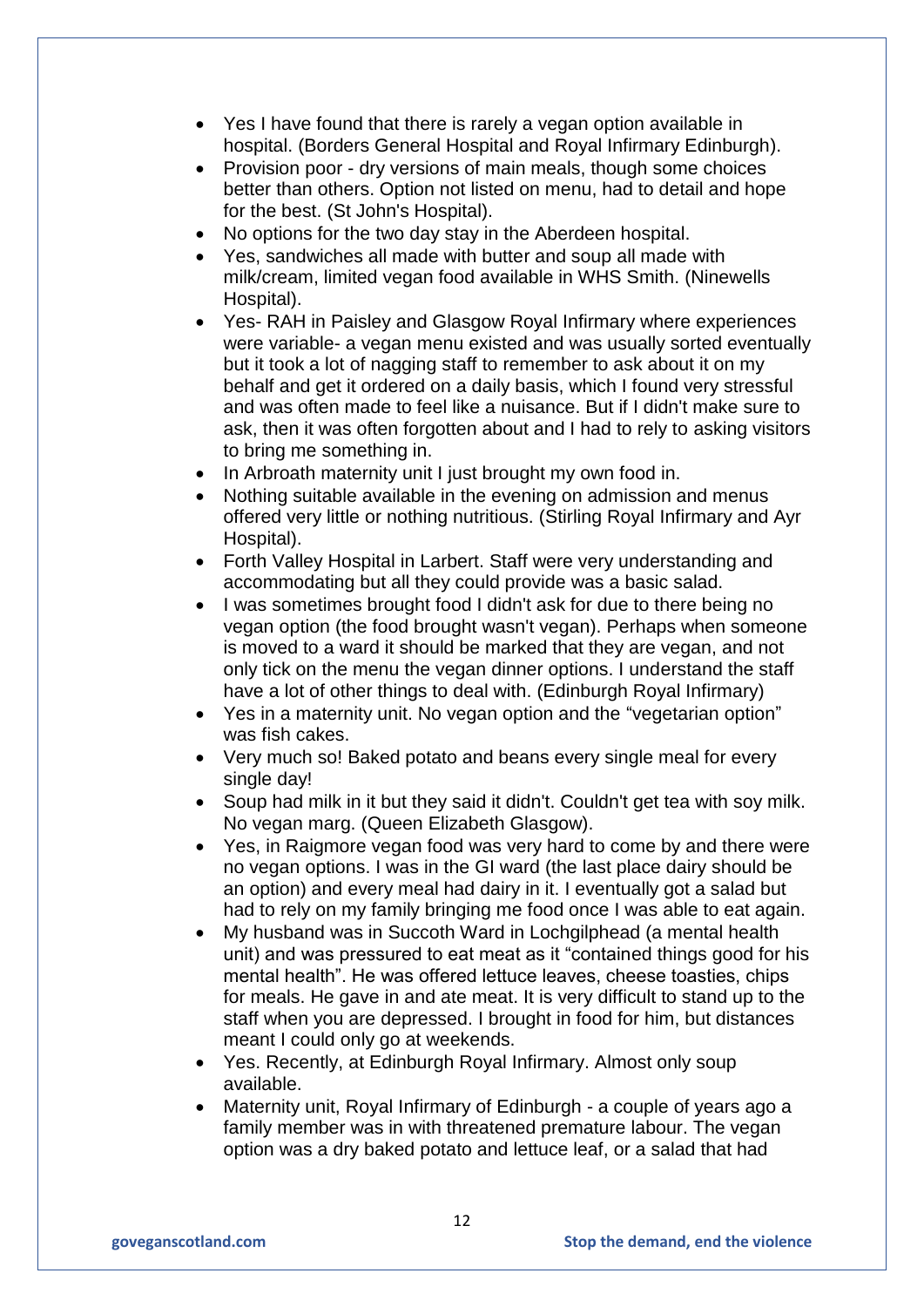- Yes I have found that there is rarely a vegan option available in hospital. (Borders General Hospital and Royal Infirmary Edinburgh).
- Provision poor - dry versions of main meals, though some choices better than others. Option not listed on menu, had to detail and hope for the best. (St John's Hospital).
- No options for the two day stay in the Aberdeen hospital.
- Yes, sandwiches all made with butter and soup all made with milk/cream, limited vegan food available in WHS Smith. (Ninewells Hospital).
- Yes- RAH in Paisley and Glasgow Royal Infirmary where experiences were variable- a vegan menu existed and was usually sorted eventually but it took a lot of nagging staff to remember to ask about it on my behalf and get it ordered on a daily basis, which I found very stressful and was often made to feel like a nuisance. But if I didn't make sure to ask, then it was often forgotten about and I had to rely to asking visitors to bring me something in.
- In Arbroath maternity unit I just brought my own food in.
- Nothing suitable available in the evening on admission and menus offered very little or nothing nutritious. (Stirling Royal Infirmary and Ayr Hospital).
- Forth Valley Hospital in Larbert. Staff were very understanding and accommodating but all they could provide was a basic salad.
- I was sometimes brought food I didn't ask for due to there being no vegan option (the food brought wasn't vegan). Perhaps when someone is moved to a ward it should be marked that they are vegan, and not only tick on the menu the vegan dinner options. I understand the staff have a lot of other things to deal with. (Edinburgh Royal Infirmary)
- Yes in a maternity unit. No vegan option and the "vegetarian option" was fish cakes.
- Very much so! Baked potato and beans every single meal for every single day!
- Soup had milk in it but they said it didn't. Couldn't get tea with soy milk. No vegan marg. (Queen Elizabeth Glasgow).
- Yes, in Raigmore vegan food was very hard to come by and there were no vegan options. I was in the GI ward (the last place dairy should be an option) and every meal had dairy in it. I eventually got a salad but had to rely on my family bringing me food once I was able to eat again.
- My husband was in Succoth Ward in Lochgilphead (a mental health unit) and was pressured to eat meat as it "contained things good for his mental health". He was offered lettuce leaves, cheese toasties, chips for meals. He gave in and ate meat. It is very difficult to stand up to the staff when you are depressed. I brought in food for him, but distances meant I could only go at weekends.
- Yes. Recently, at Edinburgh Royal Infirmary. Almost only soup available.
- Maternity unit, Royal Infirmary of Edinburgh - a couple of years ago a family member was in with threatened premature labour. The vegan option was a dry baked potato and lettuce leaf, or a salad that had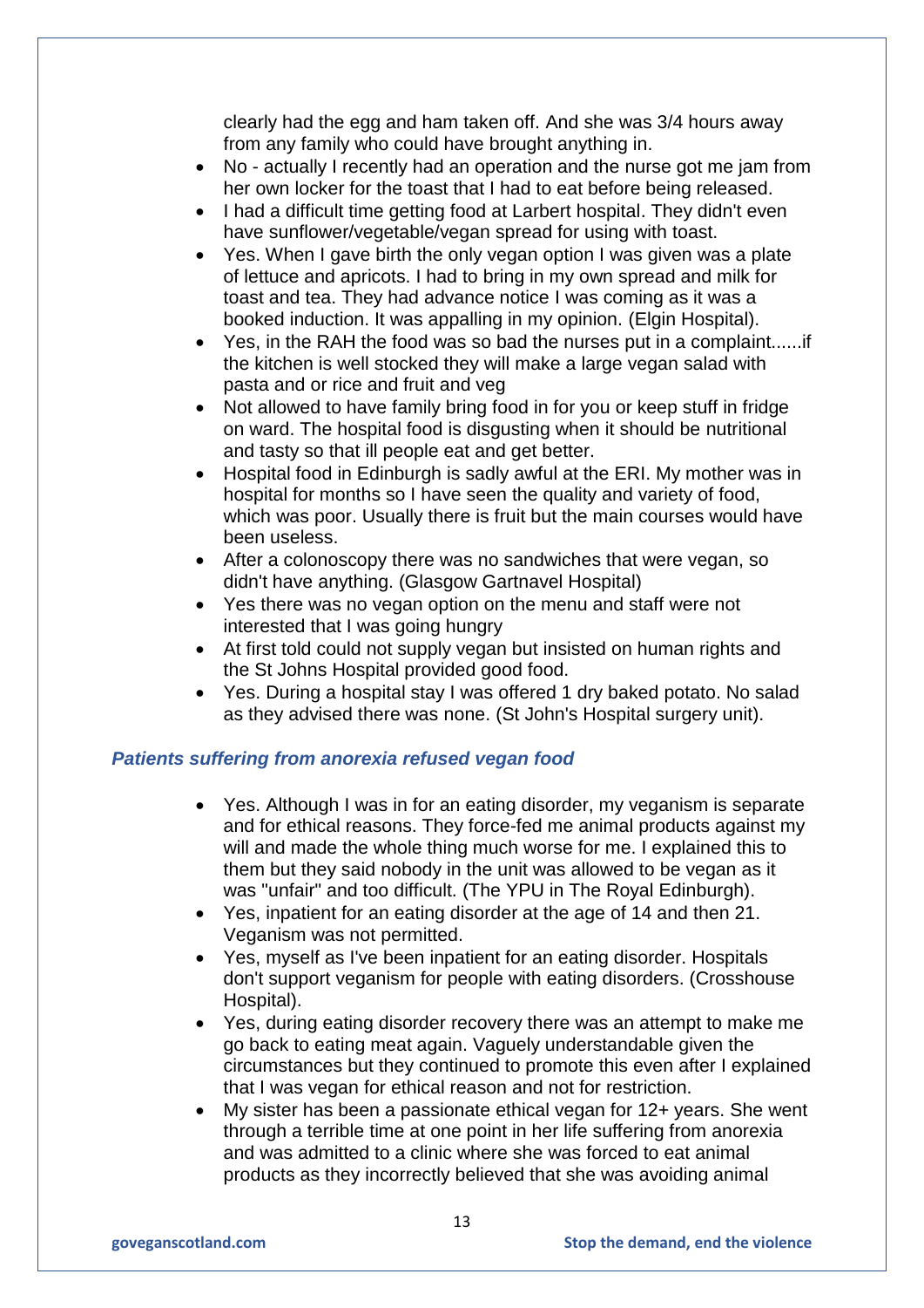clearly had the egg and ham taken off. And she was 3/4 hours away from any family who could have brought anything in.

- No - actually I recently had an operation and the nurse got me jam from her own locker for the toast that I had to eat before being released.
- I had a difficult time getting food at Larbert hospital. They didn't even have sunflower/vegetable/vegan spread for using with toast.
- Yes. When I gave birth the only vegan option I was given was a plate of lettuce and apricots. I had to bring in my own spread and milk for toast and tea. They had advance notice I was coming as it was a booked induction. It was appalling in my opinion. (Elgin Hospital).
- Yes, in the RAH the food was so bad the nurses put in a complaint......if the kitchen is well stocked they will make a large vegan salad with pasta and or rice and fruit and veg
- Not allowed to have family bring food in for you or keep stuff in fridge on ward. The hospital food is disgusting when it should be nutritional and tasty so that ill people eat and get better.
- Hospital food in Edinburgh is sadly awful at the ERI. My mother was in hospital for months so I have seen the quality and variety of food, which was poor. Usually there is fruit but the main courses would have been useless.
- After a colonoscopy there was no sandwiches that were vegan, so didn't have anything. (Glasgow Gartnavel Hospital)
- Yes there was no vegan option on the menu and staff were not interested that I was going hungry
- At first told could not supply vegan but insisted on human rights and the St Johns Hospital provided good food.
- Yes. During a hospital stay I was offered 1 dry baked potato. No salad as they advised there was none. (St John's Hospital surgery unit).

### *Patients suffering from anorexia refused vegan food*

- Yes. Although I was in for an eating disorder, my veganism is separate and for ethical reasons. They force-fed me animal products against my will and made the whole thing much worse for me. I explained this to them but they said nobody in the unit was allowed to be vegan as it was "unfair" and too difficult. (The YPU in The Royal Edinburgh).
- Yes, inpatient for an eating disorder at the age of 14 and then 21. Veganism was not permitted.
- Yes, myself as I've been inpatient for an eating disorder. Hospitals don't support veganism for people with eating disorders. (Crosshouse Hospital).
- Yes, during eating disorder recovery there was an attempt to make me go back to eating meat again. Vaguely understandable given the circumstances but they continued to promote this even after I explained that I was vegan for ethical reason and not for restriction.
- My sister has been a passionate ethical vegan for 12+ years. She went through a terrible time at one point in her life suffering from anorexia and was admitted to a clinic where she was forced to eat animal products as they incorrectly believed that she was avoiding animal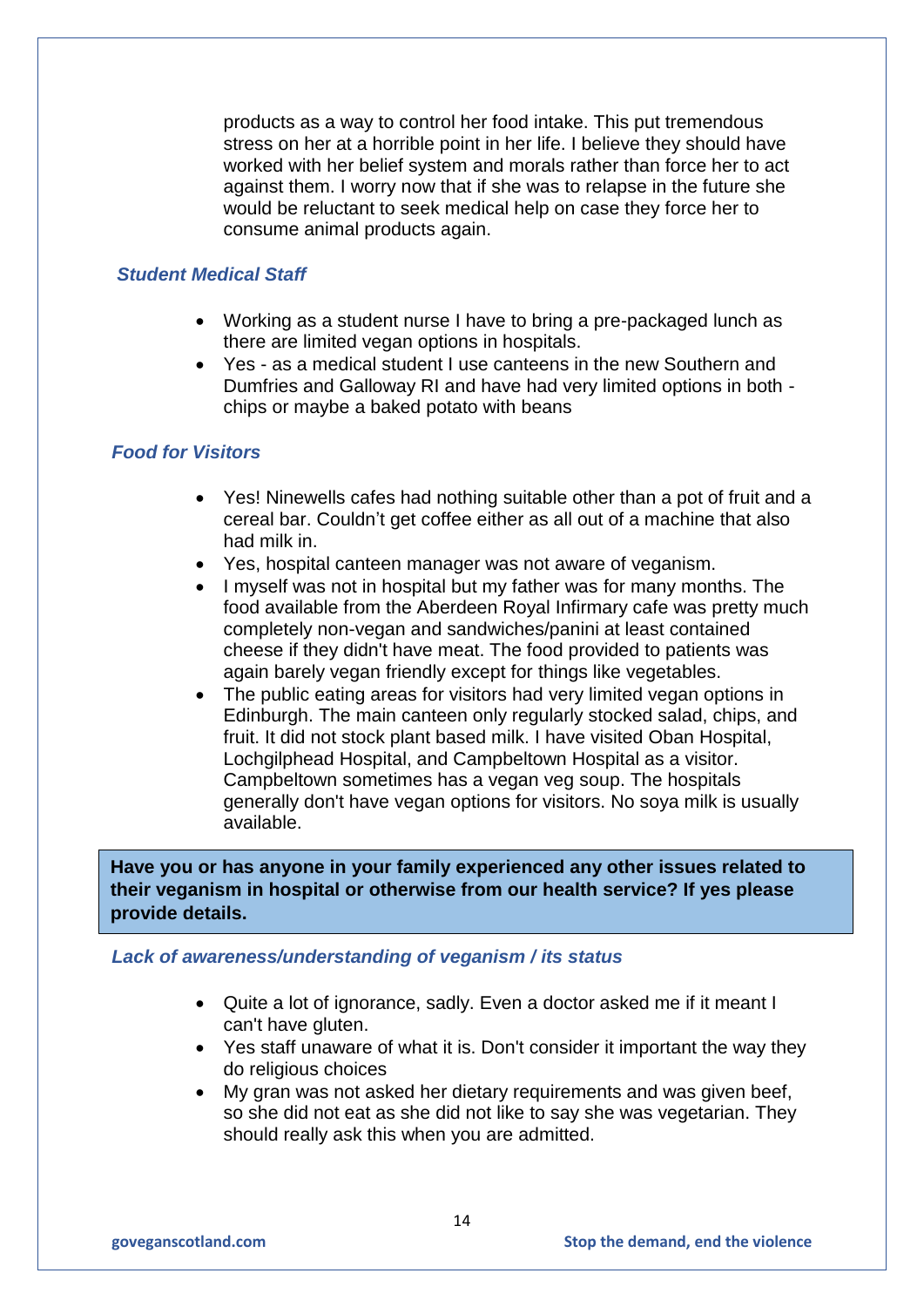products as a way to control her food intake. This put tremendous stress on her at a horrible point in her life. I believe they should have worked with her belief system and morals rather than force her to act against them. I worry now that if she was to relapse in the future she would be reluctant to seek medical help on case they force her to consume animal products again.

### *Student Medical Staff*

- Working as a student nurse I have to bring a pre-packaged lunch as there are limited vegan options in hospitals.
- Yes - as a medical student I use canteens in the new Southern and Dumfries and Galloway RI and have had very limited options in both - chips or maybe a baked potato with beans

### *Food for Visitors*

- Yes! Ninewells cafes had nothing suitable other than a pot of fruit and a cereal bar. Couldn't get coffee either as all out of a machine that also had milk in.
- Yes, hospital canteen manager was not aware of veganism.
- I myself was not in hospital but my father was for many months. The food available from the Aberdeen Royal Infirmary cafe was pretty much completely non-vegan and sandwiches/panini at least contained cheese if they didn't have meat. The food provided to patients was again barely vegan friendly except for things like vegetables.
- The public eating areas for visitors had very limited vegan options in Edinburgh. The main canteen only regularly stocked salad, chips, and fruit. It did not stock plant based milk. I have visited Oban Hospital, Lochgilphead Hospital, and Campbeltown Hospital as a visitor. Campbeltown sometimes has a vegan veg soup. The hospitals generally don't have vegan options for visitors. No soya milk is usually available.

**Have you or has anyone in your family experienced any other issues related to their veganism in hospital or otherwise from our health service? If yes please provide details.**

### *Lack of awareness/understanding of veganism / its status*

- Quite a lot of ignorance, sadly. Even a doctor asked me if it meant I can't have gluten.
- Yes staff unaware of what it is. Don't consider it important the way they do religious choices
- My gran was not asked her dietary requirements and was given beef, so she did not eat as she did not like to say she was vegetarian. They should really ask this when you are admitted.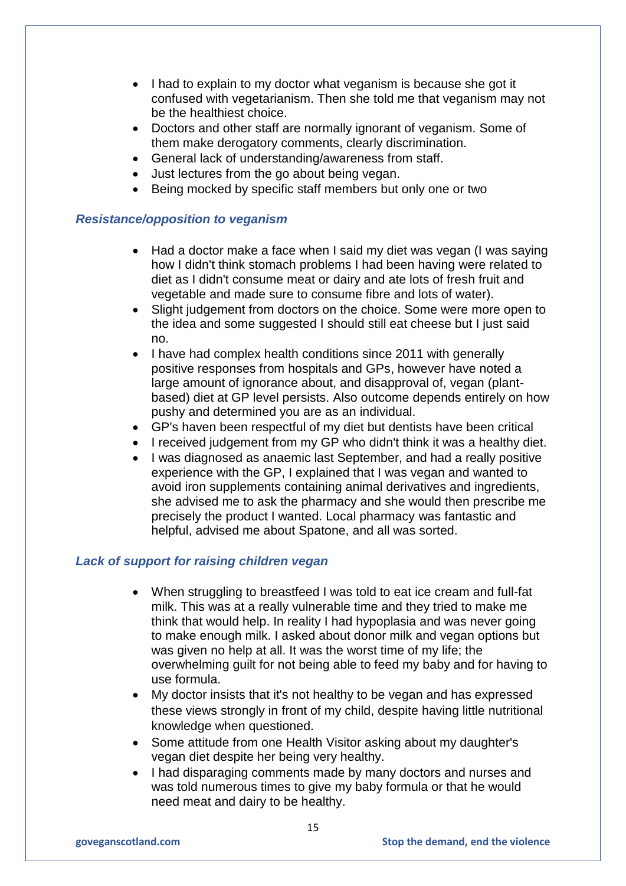- I had to explain to my doctor what veganism is because she got it confused with vegetarianism. Then she told me that veganism may not be the healthiest choice.
- Doctors and other staff are normally ignorant of veganism. Some of them make derogatory comments, clearly discrimination.
- General lack of understanding/awareness from staff.
- Just lectures from the go about being vegan.
- Being mocked by specific staff members but only one or two

### *Resistance/opposition to veganism*

- Had a doctor make a face when I said my diet was vegan (I was saying how I didn't think stomach problems I had been having were related to diet as I didn't consume meat or dairy and ate lots of fresh fruit and vegetable and made sure to consume fibre and lots of water).
- Slight judgement from doctors on the choice. Some were more open to the idea and some suggested I should still eat cheese but I just said no.
- I have had complex health conditions since 2011 with generally positive responses from hospitals and GPs, however have noted a large amount of ignorance about, and disapproval of, vegan (plant-based) diet at GP level persists. Also outcome depends entirely on how pushy and determined you are as an individual.
- GP's haven been respectful of my diet but dentists have been critical
- I received judgement from my GP who didn't think it was a healthy diet.
- I was diagnosed as anaemic last September, and had a really positive experience with the GP, I explained that I was vegan and wanted to avoid iron supplements containing animal derivatives and ingredients, she advised me to ask the pharmacy and she would then prescribe me precisely the product I wanted. Local pharmacy was fantastic and helpful, advised me about Spatone, and all was sorted.

### *Lack of support for raising children vegan*

- When struggling to breastfeed I was told to eat ice cream and full-fat milk. This was at a really vulnerable time and they tried to make me think that would help. In reality I had hypoplasia and was never going to make enough milk. I asked about donor milk and vegan options but was given no help at all. It was the worst time of my life; the overwhelming guilt for not being able to feed my baby and for having to use formula.
- My doctor insists that it's not healthy to be vegan and has expressed these views strongly in front of my child, despite having little nutritional knowledge when questioned.
- Some attitude from one Health Visitor asking about my daughter's vegan diet despite her being very healthy.
- I had disparaging comments made by many doctors and nurses and was told numerous times to give my baby formula or that he would need meat and dairy to be healthy.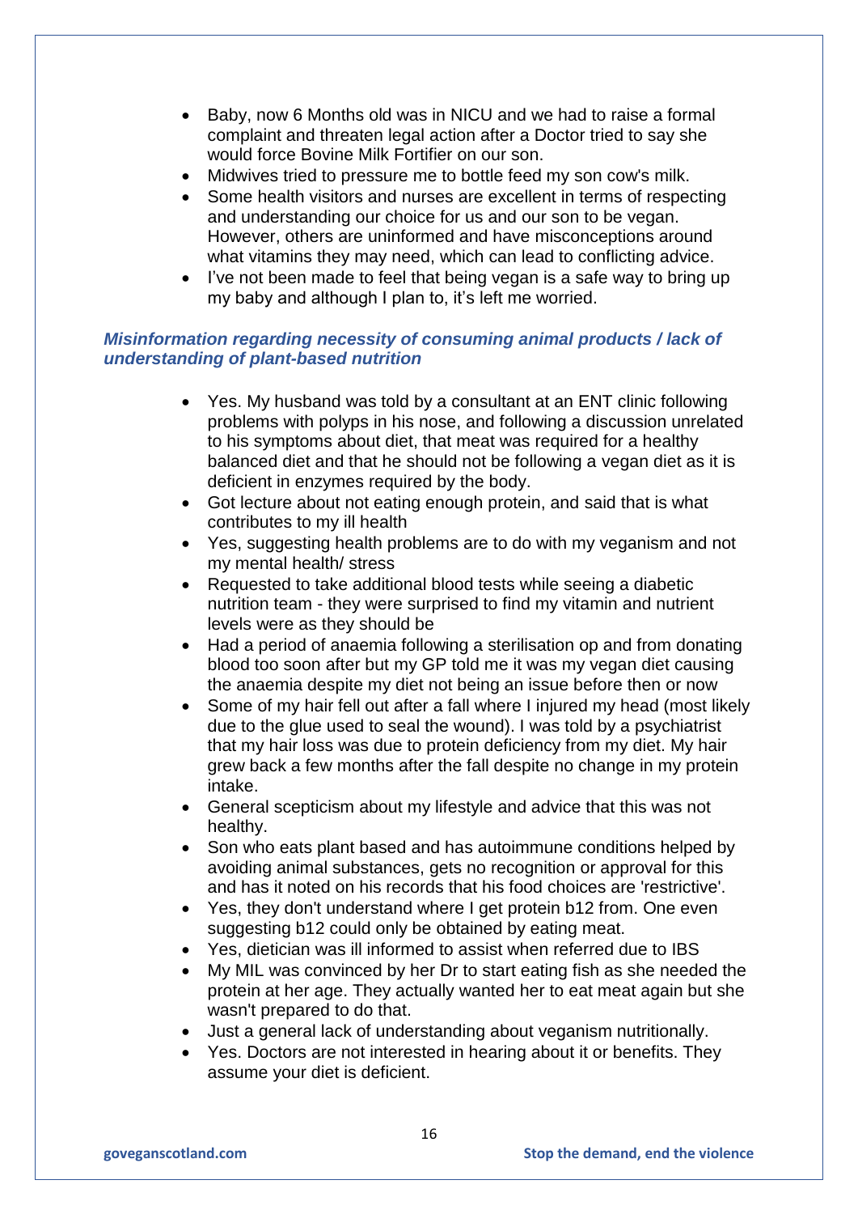- Baby, now 6 Months old was in NICU and we had to raise a formal complaint and threaten legal action after a Doctor tried to say she would force Bovine Milk Fortifier on our son.
- Midwives tried to pressure me to bottle feed my son cow's milk.
- Some health visitors and nurses are excellent in terms of respecting and understanding our choice for us and our son to be vegan. However, others are uninformed and have misconceptions around what vitamins they may need, which can lead to conflicting advice.
- I've not been made to feel that being vegan is a safe way to bring up my baby and although I plan to, it's left me worried.

### *Misinformation regarding necessity of consuming animal products / lack of understanding of plant-based nutrition*

- Yes. My husband was told by a consultant at an ENT clinic following problems with polyps in his nose, and following a discussion unrelated to his symptoms about diet, that meat was required for a healthy balanced diet and that he should not be following a vegan diet as it is deficient in enzymes required by the body.
- Got lecture about not eating enough protein, and said that is what contributes to my ill health
- Yes, suggesting health problems are to do with my veganism and not my mental health/ stress
- Requested to take additional blood tests while seeing a diabetic nutrition team - they were surprised to find my vitamin and nutrient levels were as they should be
- Had a period of anaemia following a sterilisation op and from donating blood too soon after but my GP told me it was my vegan diet causing the anaemia despite my diet not being an issue before then or now
- Some of my hair fell out after a fall where I injured my head (most likely due to the glue used to seal the wound). I was told by a psychiatrist that my hair loss was due to protein deficiency from my diet. My hair grew back a few months after the fall despite no change in my protein intake.
- General scepticism about my lifestyle and advice that this was not healthy.
- Son who eats plant based and has autoimmune conditions helped by avoiding animal substances, gets no recognition or approval for this and has it noted on his records that his food choices are 'restrictive'.
- Yes, they don't understand where I get protein b12 from. One even suggesting b12 could only be obtained by eating meat.
- Yes, dietician was ill informed to assist when referred due to IBS
- My MIL was convinced by her Dr to start eating fish as she needed the protein at her age. They actually wanted her to eat meat again but she wasn't prepared to do that.
- Just a general lack of understanding about veganism nutritionally.
- Yes. Doctors are not interested in hearing about it or benefits. They assume your diet is deficient.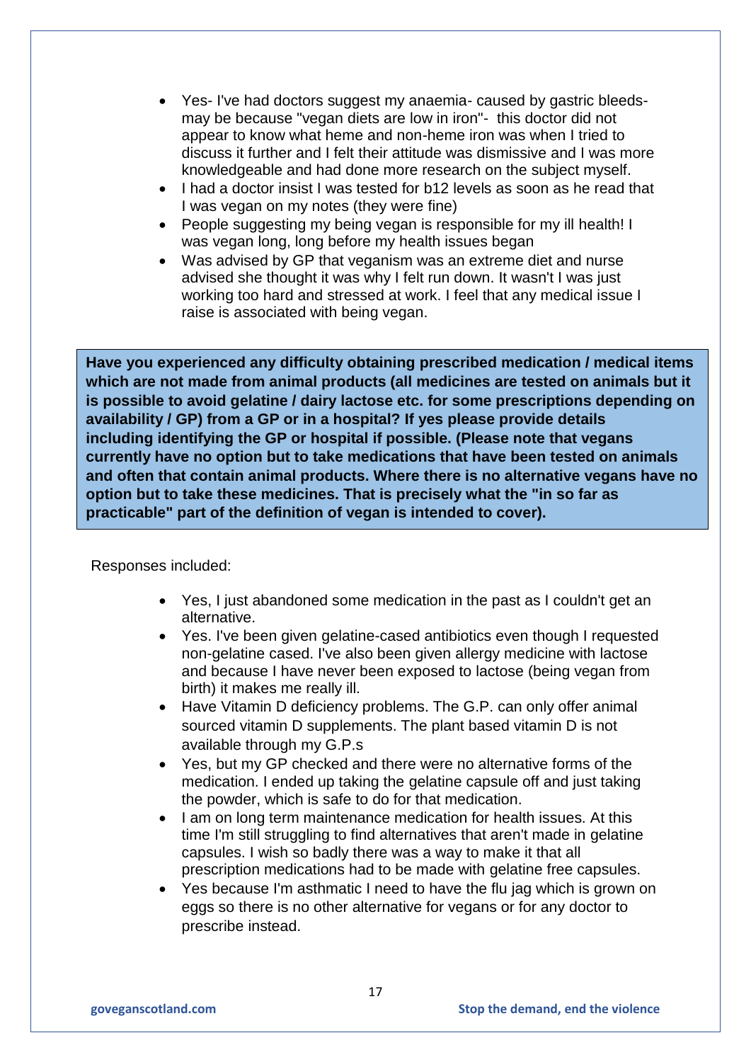- Yes- I've had doctors suggest my anaemia- caused by gastric bleeds- may be because "vegan diets are low in iron"- this doctor did not appear to know what heme and non-heme iron was when I tried to discuss it further and I felt their attitude was dismissive and I was more knowledgeable and had done more research on the subject myself.
- I had a doctor insist I was tested for b12 levels as soon as he read that I was vegan on my notes (they were fine)
- People suggesting my being vegan is responsible for my ill health! I was vegan long, long before my health issues began
- Was advised by GP that veganism was an extreme diet and nurse advised she thought it was why I felt run down. It wasn't I was just working too hard and stressed at work. I feel that any medical issue I raise is associated with being vegan.

**Have you experienced any difficulty obtaining prescribed medication / medical items which are not made from animal products (all medicines are tested on animals but it is possible to avoid gelatine / dairy lactose etc. for some prescriptions depending on availability / GP) from a GP or in a hospital? If yes please provide details including identifying the GP or hospital if possible. (Please note that vegans currently have no option but to take medications that have been tested on animals and often that contain animal products. Where there is no alternative vegans have no option but to take these medicines. That is precisely what the "in so far as practicable" part of the definition of vegan is intended to cover).**

Responses included:

- Yes, I just abandoned some medication in the past as I couldn't get an alternative.
- Yes. I've been given gelatine-cased antibiotics even though I requested non-gelatine cased. I've also been given allergy medicine with lactose and because I have never been exposed to lactose (being vegan from birth) it makes me really ill.
- Have Vitamin D deficiency problems. The G.P. can only offer animal sourced vitamin D supplements. The plant based vitamin D is not available through my G.P.s
- Yes, but my GP checked and there were no alternative forms of the medication. I ended up taking the gelatine capsule off and just taking the powder, which is safe to do for that medication.
- I am on long term maintenance medication for health issues. At this time I'm still struggling to find alternatives that aren't made in gelatine capsules. I wish so badly there was a way to make it that all prescription medications had to be made with gelatine free capsules.
- Yes because I'm asthmatic I need to have the flu jag which is grown on eggs so there is no other alternative for vegans or for any doctor to prescribe instead.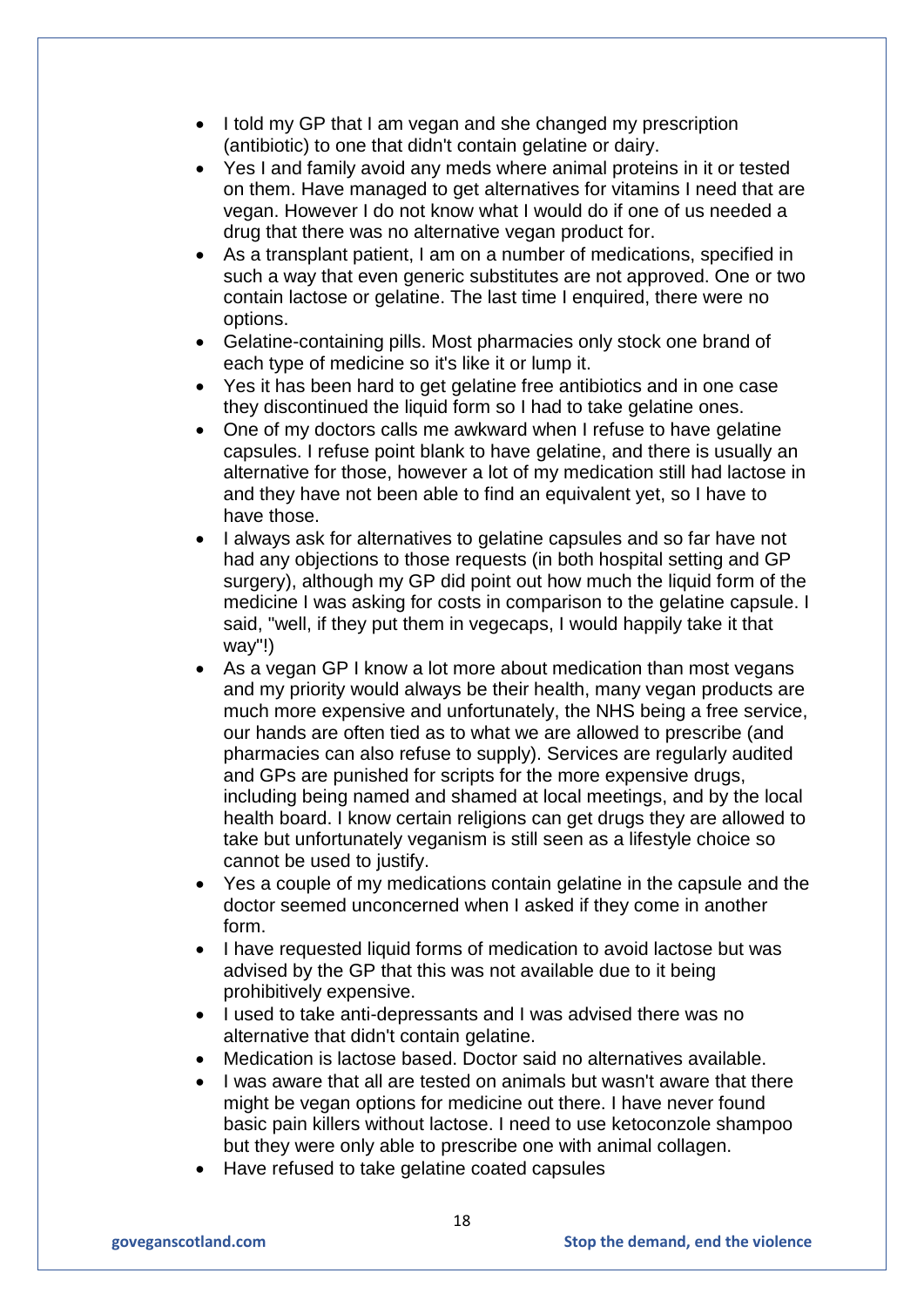- I told my GP that I am vegan and she changed my prescription (antibiotic) to one that didn't contain gelatine or dairy.
- Yes I and family avoid any meds where animal proteins in it or tested on them. Have managed to get alternatives for vitamins I need that are vegan. However I do not know what I would do if one of us needed a drug that there was no alternative vegan product for.
- As a transplant patient, I am on a number of medications, specified in such a way that even generic substitutes are not approved. One or two contain lactose or gelatine. The last time I enquired, there were no options.
- Gelatine-containing pills. Most pharmacies only stock one brand of each type of medicine so it's like it or lump it.
- Yes it has been hard to get gelatine free antibiotics and in one case they discontinued the liquid form so I had to take gelatine ones.
- One of my doctors calls me awkward when I refuse to have gelatine capsules. I refuse point blank to have gelatine, and there is usually an alternative for those, however a lot of my medication still had lactose in and they have not been able to find an equivalent yet, so I have to have those.
- I always ask for alternatives to gelatine capsules and so far have not had any objections to those requests (in both hospital setting and GP surgery), although my GP did point out how much the liquid form of the medicine I was asking for costs in comparison to the gelatine capsule. I said, "well, if they put them in vegecaps, I would happily take it that way"!)
- As a vegan GP I know a lot more about medication than most vegans and my priority would always be their health, many vegan products are much more expensive and unfortunately, the NHS being a free service, our hands are often tied as to what we are allowed to prescribe (and pharmacies can also refuse to supply). Services are regularly audited and GPs are punished for scripts for the more expensive drugs, including being named and shamed at local meetings, and by the local health board. I know certain religions can get drugs they are allowed to take but unfortunately veganism is still seen as a lifestyle choice so cannot be used to justify.
- Yes a couple of my medications contain gelatine in the capsule and the doctor seemed unconcerned when I asked if they come in another form.
- I have requested liquid forms of medication to avoid lactose but was advised by the GP that this was not available due to it being prohibitively expensive.
- I used to take anti-depressants and I was advised there was no alternative that didn't contain gelatine.
- Medication is lactose based. Doctor said no alternatives available.
- I was aware that all are tested on animals but wasn't aware that there might be vegan options for medicine out there. I have never found basic pain killers without lactose. I need to use ketoconzole shampoo but they were only able to prescribe one with animal collagen.
- Have refused to take gelatine coated capsules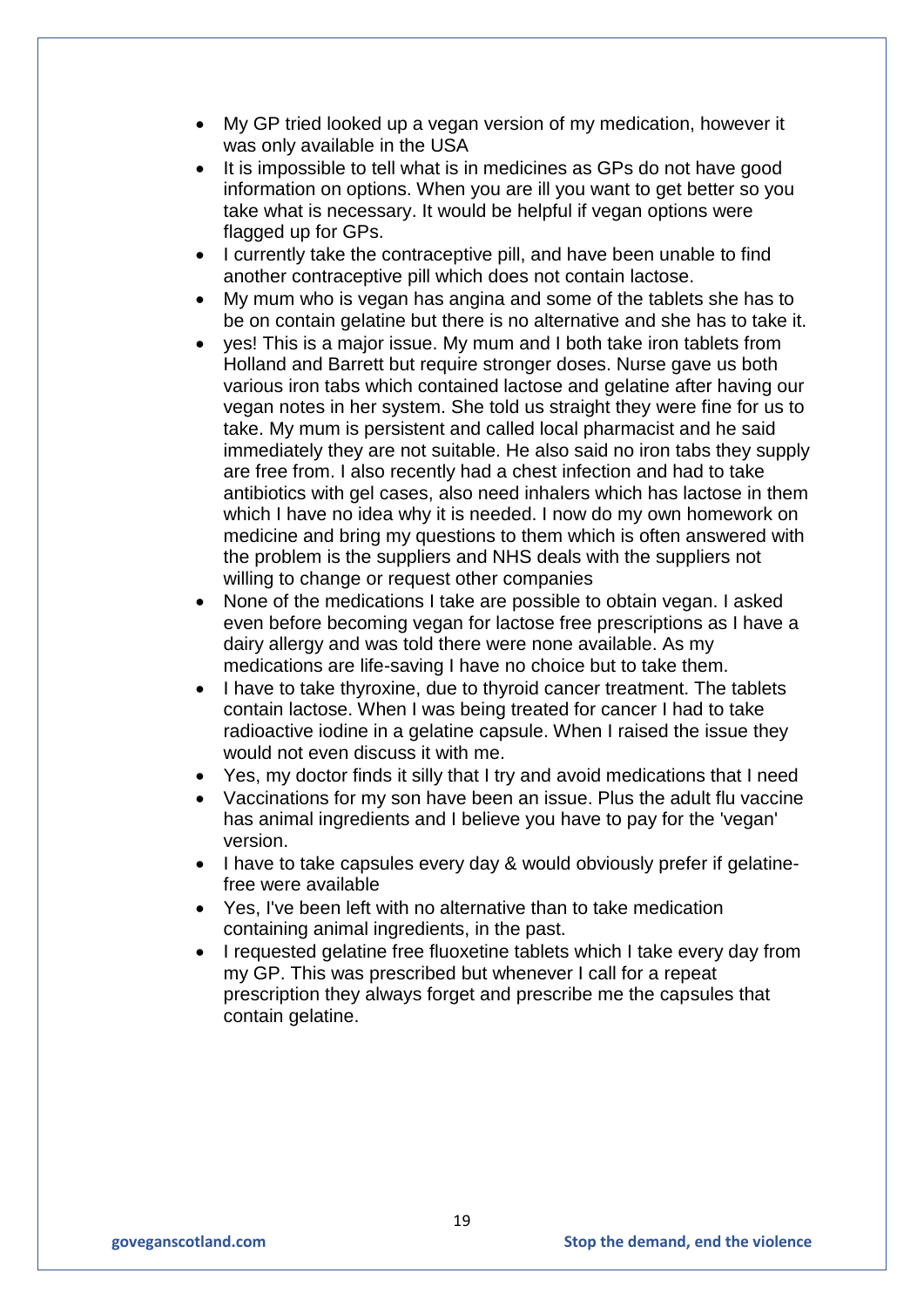- My GP tried looked up a vegan version of my medication, however it was only available in the USA
- It is impossible to tell what is in medicines as GPs do not have good information on options. When you are ill you want to get better so you take what is necessary. It would be helpful if vegan options were flagged up for GPs.
- I currently take the contraceptive pill, and have been unable to find another contraceptive pill which does not contain lactose.
- My mum who is vegan has angina and some of the tablets she has to be on contain gelatine but there is no alternative and she has to take it.
- yes! This is a major issue. My mum and I both take iron tablets from Holland and Barrett but require stronger doses. Nurse gave us both various iron tabs which contained lactose and gelatine after having our vegan notes in her system. She told us straight they were fine for us to take. My mum is persistent and called local pharmacist and he said immediately they are not suitable. He also said no iron tabs they supply are free from. I also recently had a chest infection and had to take antibiotics with gel cases, also need inhalers which has lactose in them which I have no idea why it is needed. I now do my own homework on medicine and bring my questions to them which is often answered with the problem is the suppliers and NHS deals with the suppliers not willing to change or request other companies
- None of the medications I take are possible to obtain vegan. I asked even before becoming vegan for lactose free prescriptions as I have a dairy allergy and was told there were none available. As my medications are life-saving I have no choice but to take them.
- I have to take thyroxine, due to thyroid cancer treatment. The tablets contain lactose. When I was being treated for cancer I had to take radioactive iodine in a gelatine capsule. When I raised the issue they would not even discuss it with me.
- Yes, my doctor finds it silly that I try and avoid medications that I need
- Vaccinations for my son have been an issue. Plus the adult flu vaccine has animal ingredients and I believe you have to pay for the 'vegan' version.
- I have to take capsules every day & would obviously prefer if gelatine-free were available
- Yes, I've been left with no alternative than to take medication containing animal ingredients, in the past.
- I requested gelatine free fluoxetine tablets which I take every day from my GP. This was prescribed but whenever I call for a repeat prescription they always forget and prescribe me the capsules that contain gelatine.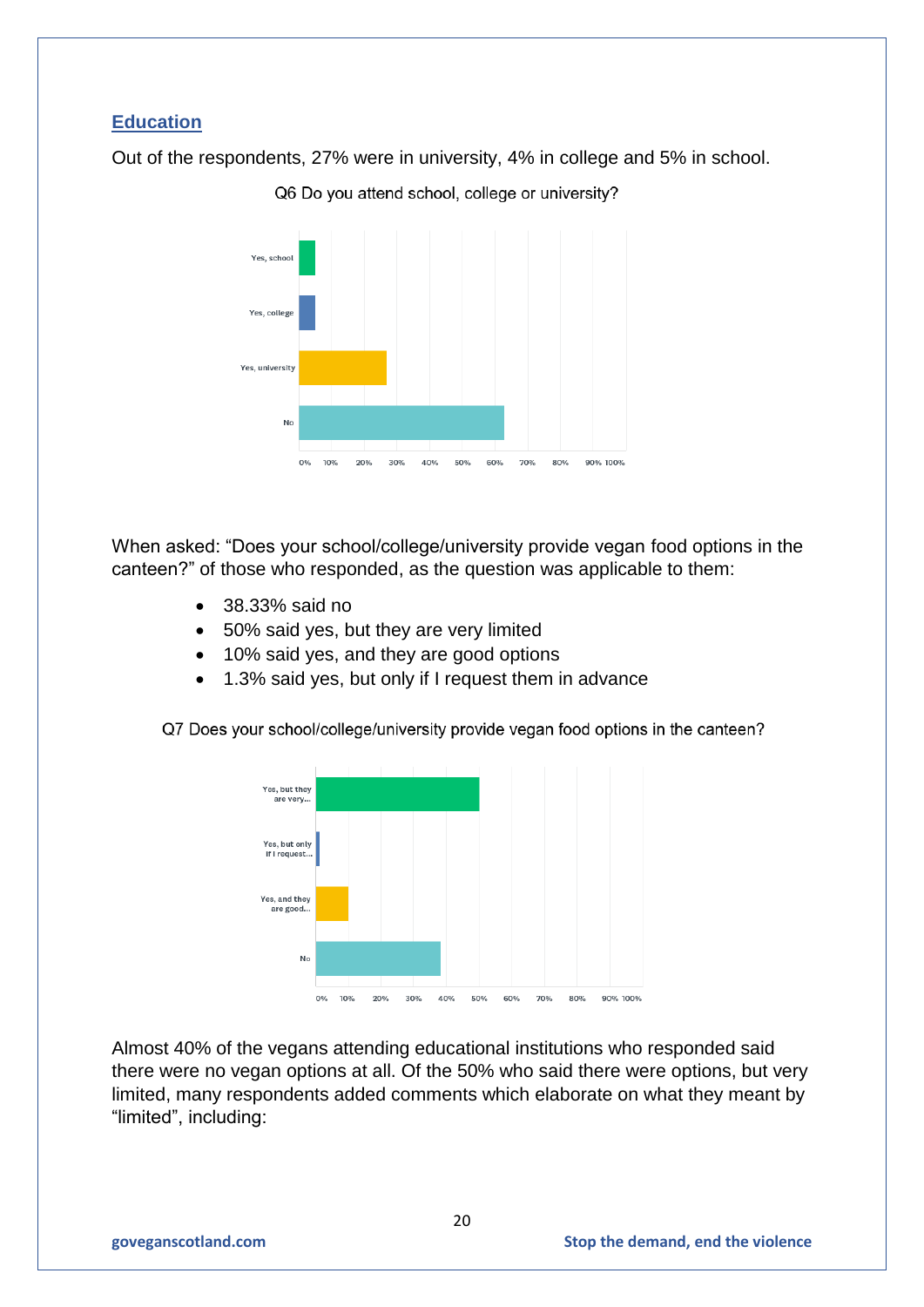## Education

Out of the respondents, 27% were in university, 4% in college and 5% in school.

Q6 Do you attend school, college or university?

When asked: "Does your school/college/university provide vegan food options in the canteen?" of those who responded, as the question was applicable to them:

- 38.33% said no
- 50% said yes, but they are very limited
- 10% said yes, and they are good options
- 1.3% said yes, but only if I request them in advance

Q7 Does your school/college/university provide vegan food options in the canteen?

Almost 40% of the vegans attending educational institutions who responded said there were no vegan options at all. Of the 50% who said there were options, but very limited, many respondents added comments which elaborate on what they meant by "limited", including: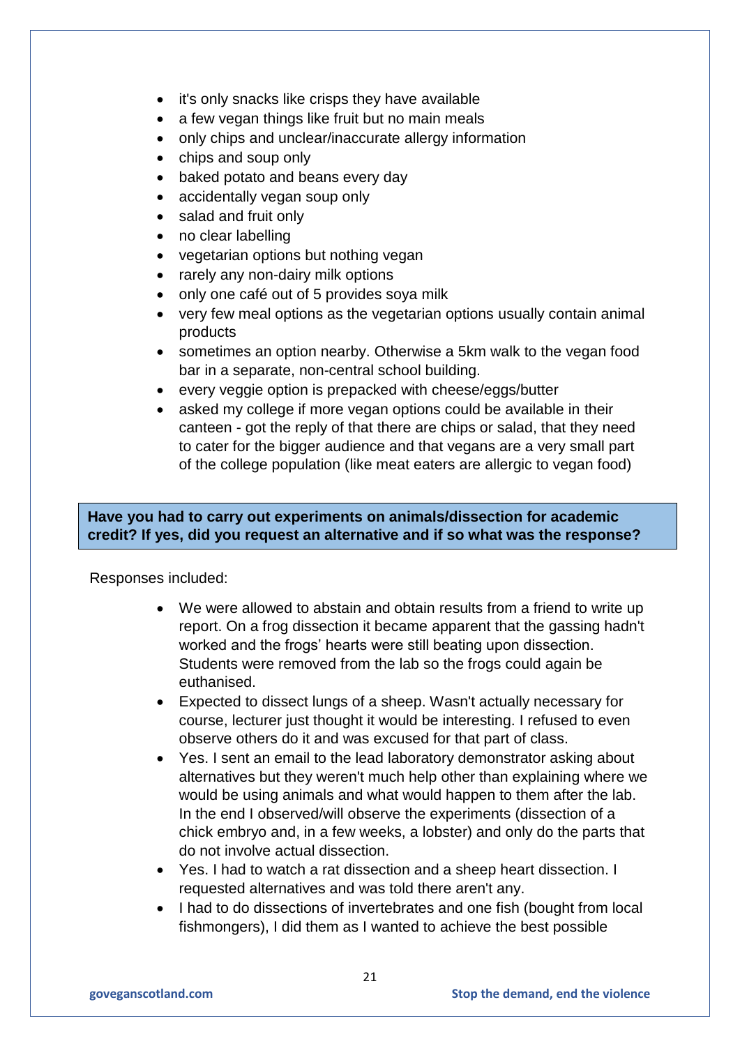- it's only snacks like crisps they have available
- a few vegan things like fruit but no main meals
- only chips and unclear/inaccurate allergy information
- chips and soup only
- baked potato and beans every day
- accidentally vegan soup only
- salad and fruit only
- no clear labelling
- vegetarian options but nothing vegan
- rarely any non-dairy milk options
- only one café out of 5 provides soya milk
- very few meal options as the vegetarian options usually contain animal products
- sometimes an option nearby. Otherwise a 5km walk to the vegan food bar in a separate, non-central school building.
- every veggie option is prepacked with cheese/eggs/butter
- asked my college if more vegan options could be available in their canteen - got the reply of that there are chips or salad, that they need to cater for the bigger audience and that vegans are a very small part of the college population (like meat eaters are allergic to vegan food)

**Have you had to carry out experiments on animals/dissection for academic credit? If yes, did you request an alternative and if so what was the response?**

Responses included:

- We were allowed to abstain and obtain results from a friend to write up report. On a frog dissection it became apparent that the gassing hadn't worked and the frogs' hearts were still beating upon dissection. Students were removed from the lab so the frogs could again be euthanised.
- Expected to dissect lungs of a sheep. Wasn't actually necessary for course, lecturer just thought it would be interesting. I refused to even observe others do it and was excused for that part of class.
- Yes. I sent an email to the lead laboratory demonstrator asking about alternatives but they weren't much help other than explaining where we would be using animals and what would happen to them after the lab. In the end I observed/will observe the experiments (dissection of a chick embryo and, in a few weeks, a lobster) and only do the parts that do not involve actual dissection.
- Yes. I had to watch a rat dissection and a sheep heart dissection. I requested alternatives and was told there aren't any.
- I had to do dissections of invertebrates and one fish (bought from local fishmongers), I did them as I wanted to achieve the best possible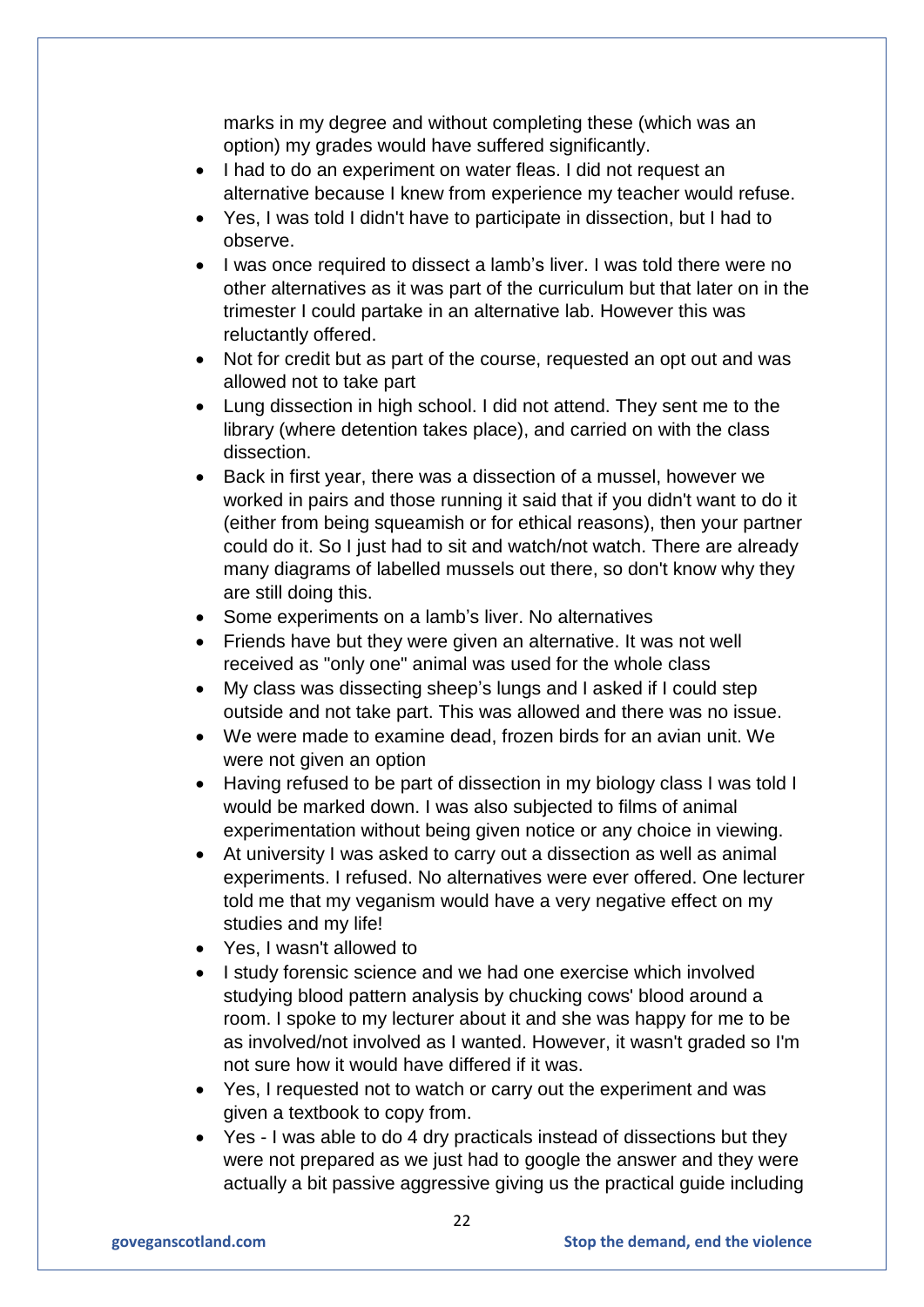marks in my degree and without completing these (which was an option) my grades would have suffered significantly.

- I had to do an experiment on water fleas. I did not request an alternative because I knew from experience my teacher would refuse.
- Yes, I was told I didn't have to participate in dissection, but I had to observe.
- I was once required to dissect a lamb's liver. I was told there were no other alternatives as it was part of the curriculum but that later on in the trimester I could partake in an alternative lab. However this was reluctantly offered.
- Not for credit but as part of the course, requested an opt out and was allowed not to take part
- Lung dissection in high school. I did not attend. They sent me to the library (where detention takes place), and carried on with the class dissection.
- Back in first year, there was a dissection of a mussel, however we worked in pairs and those running it said that if you didn't want to do it (either from being squeamish or for ethical reasons), then your partner could do it. So I just had to sit and watch/not watch. There are already many diagrams of labelled mussels out there, so don't know why they are still doing this.
- Some experiments on a lamb's liver. No alternatives
- Friends have but they were given an alternative. It was not well received as "only one" animal was used for the whole class
- My class was dissecting sheep's lungs and I asked if I could step outside and not take part. This was allowed and there was no issue.
- We were made to examine dead, frozen birds for an avian unit. We were not given an option
- Having refused to be part of dissection in my biology class I was told I would be marked down. I was also subjected to films of animal experimentation without being given notice or any choice in viewing.
- At university I was asked to carry out a dissection as well as animal experiments. I refused. No alternatives were ever offered. One lecturer told me that my veganism would have a very negative effect on my studies and my life!
- Yes, I wasn't allowed to
- I study forensic science and we had one exercise which involved studying blood pattern analysis by chucking cows' blood around a room. I spoke to my lecturer about it and she was happy for me to be as involved/not involved as I wanted. However, it wasn't graded so I'm not sure how it would have differed if it was.
- Yes, I requested not to watch or carry out the experiment and was given a textbook to copy from.
- Yes - I was able to do 4 dry practicals instead of dissections but they were not prepared as we just had to google the answer and they were actually a bit passive aggressive giving us the practical guide including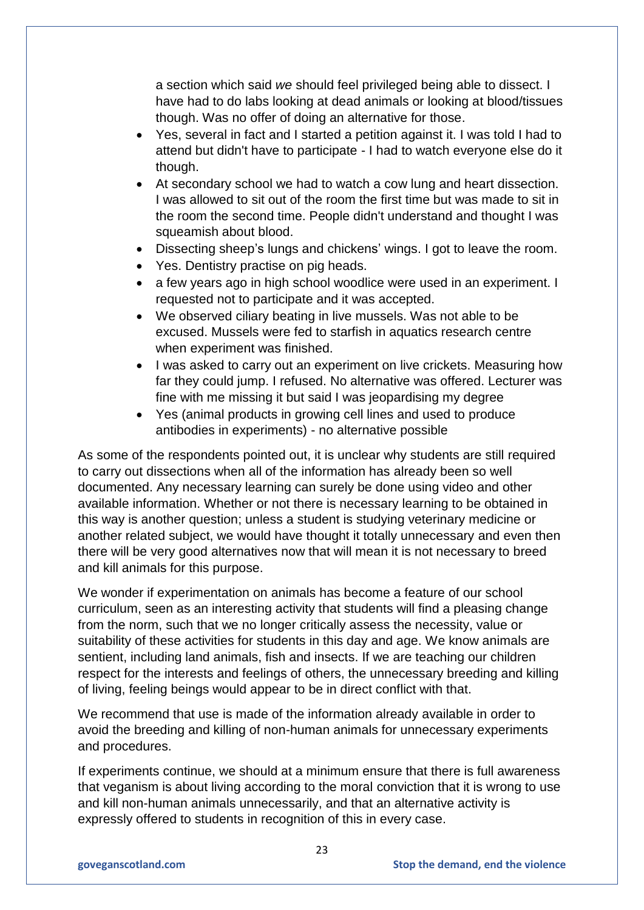a section which said *we* should feel privileged being able to dissect. I have had to do labs looking at dead animals or looking at blood/tissues though. Was no offer of doing an alternative for those.

- Yes, several in fact and I started a petition against it. I was told I had to attend but didn't have to participate - I had to watch everyone else do it though.
- At secondary school we had to watch a cow lung and heart dissection. I was allowed to sit out of the room the first time but was made to sit in the room the second time. People didn't understand and thought I was squeamish about blood.
- Dissecting sheep's lungs and chickens' wings. I got to leave the room.
- Yes. Dentistry practise on pig heads.
- a few years ago in high school woodlice were used in an experiment. I requested not to participate and it was accepted.
- We observed ciliary beating in live mussels. Was not able to be excused. Mussels were fed to starfish in aquatics research centre when experiment was finished.
- I was asked to carry out an experiment on live crickets. Measuring how far they could jump. I refused. No alternative was offered. Lecturer was fine with me missing it but said I was jeopardising my degree
- Yes (animal products in growing cell lines and used to produce antibodies in experiments) - no alternative possible

As some of the respondents pointed out, it is unclear why students are still required to carry out dissections when all of the information has already been so well documented. Any necessary learning can surely be done using video and other available information. Whether or not there is necessary learning to be obtained in this way is another question; unless a student is studying veterinary medicine or another related subject, we would have thought it totally unnecessary and even then there will be very good alternatives now that will mean it is not necessary to breed and kill animals for this purpose.

We wonder if experimentation on animals has become a feature of our school curriculum, seen as an interesting activity that students will find a pleasing change from the norm, such that we no longer critically assess the necessity, value or suitability of these activities for students in this day and age. We know animals are sentient, including land animals, fish and insects. If we are teaching our children respect for the interests and feelings of others, the unnecessary breeding and killing of living, feeling beings would appear to be in direct conflict with that.

We recommend that use is made of the information already available in order to avoid the breeding and killing of non-human animals for unnecessary experiments and procedures.

If experiments continue, we should at a minimum ensure that there is full awareness that veganism is about living according to the moral conviction that it is wrong to use and kill non-human animals unnecessarily, and that an alternative activity is expressly offered to students in recognition of this in every case.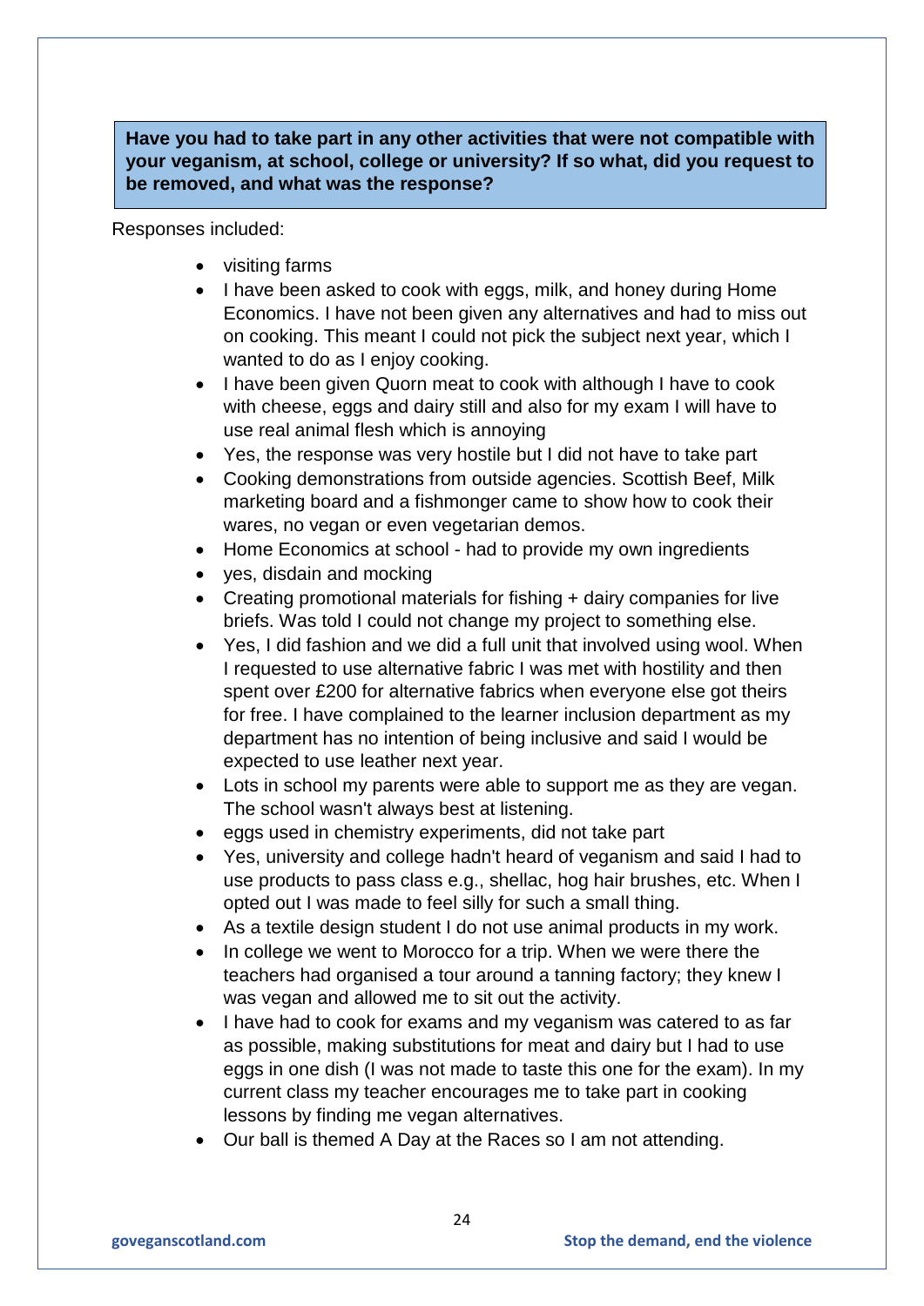**Have you had to take part in any other activities that were not compatible with your veganism, at school, college or university? If so what, did you request to be removed, and what was the response?**

Responses included:

- visiting farms
- I have been asked to cook with eggs, milk, and honey during Home Economics. I have not been given any alternatives and had to miss out on cooking. This meant I could not pick the subject next year, which I wanted to do as I enjoy cooking.
- I have been given Quorn meat to cook with although I have to cook with cheese, eggs and dairy still and also for my exam I will have to use real animal flesh which is annoying
- Yes, the response was very hostile but I did not have to take part
- Cooking demonstrations from outside agencies. Scottish Beef, Milk marketing board and a fishmonger came to show how to cook their wares, no vegan or even vegetarian demos.
- Home Economics at school - had to provide my own ingredients
- yes, disdain and mocking
- Creating promotional materials for fishing + dairy companies for live briefs. Was told I could not change my project to something else.
- Yes, I did fashion and we did a full unit that involved using wool. When I requested to use alternative fabric I was met with hostility and then spent over £200 for alternative fabrics when everyone else got theirs for free. I have complained to the learner inclusion department as my department has no intention of being inclusive and said I would be expected to use leather next year.
- Lots in school my parents were able to support me as they are vegan. The school wasn't always best at listening.
- eggs used in chemistry experiments, did not take part
- Yes, university and college hadn't heard of veganism and said I had to use products to pass class e.g., shellac, hog hair brushes, etc. When I opted out I was made to feel silly for such a small thing.
- As a textile design student I do not use animal products in my work.
- In college we went to Morocco for a trip. When we were there the teachers had organised a tour around a tanning factory; they knew I was vegan and allowed me to sit out the activity.
- I have had to cook for exams and my veganism was catered to as far as possible, making substitutions for meat and dairy but I had to use eggs in one dish (I was not made to taste this one for the exam). In my current class my teacher encourages me to take part in cooking lessons by finding me vegan alternatives.
- Our ball is themed A Day at the Races so I am not attending.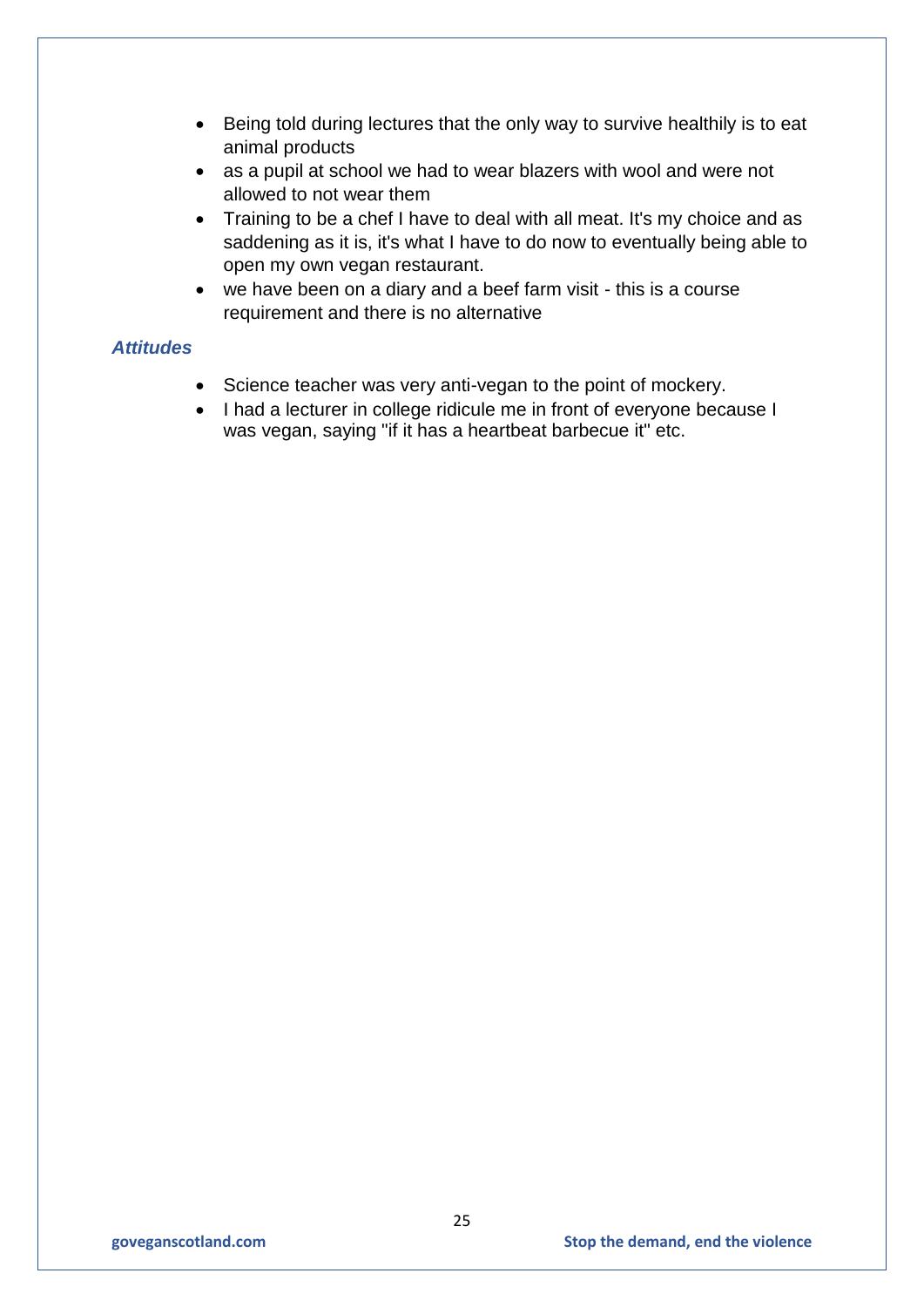- Being told during lectures that the only way to survive healthily is to eat animal products
- as a pupil at school we had to wear blazers with wool and were not allowed to not wear them
- Training to be a chef I have to deal with all meat. It's my choice and as saddening as it is, it's what I have to do now to eventually being able to open my own vegan restaurant.
- we have been on a diary and a beef farm visit - this is a course requirement and there is no alternative

### *Attitudes*

- Science teacher was very anti-vegan to the point of mockery.
- I had a lecturer in college ridicule me in front of everyone because I was vegan, saying "if it has a heartbeat barbecue it" etc.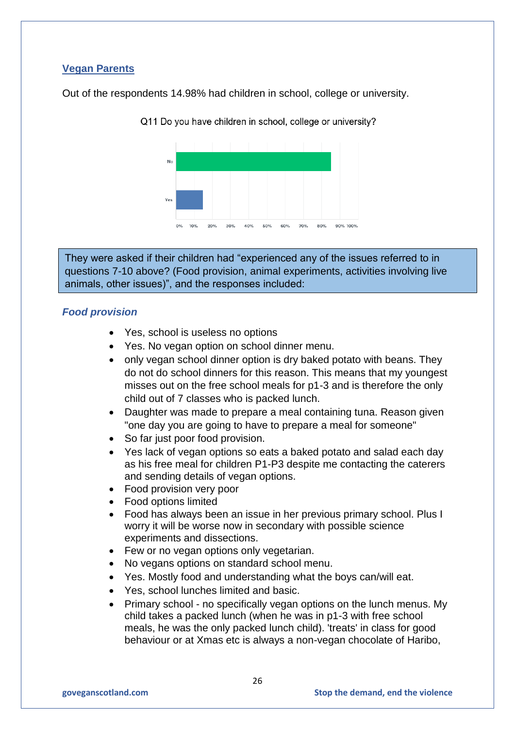## Vegan Parents

Out of the respondents 14.98% had children in school, college or university.

Q11 Do you have children in school, college or university?

| Answer | Approx. % |
|---|---|
| No | ~85% |
| Yes | ~15% |

They were asked if their children had "experienced any of the issues referred to in questions 7-10 above? (Food provision, animal experiments, activities involving live animals, other issues)", and the responses included:

### *Food provision*

- Yes, school is useless no options
- Yes. No vegan option on school dinner menu.
- only vegan school dinner option is dry baked potato with beans. They do not do school dinners for this reason. This means that my youngest misses out on the free school meals for p1-3 and is therefore the only child out of 7 classes who is packed lunch.
- Daughter was made to prepare a meal containing tuna. Reason given "one day you are going to have to prepare a meal for someone"
- So far just poor food provision.
- Yes lack of vegan options so eats a baked potato and salad each day as his free meal for children P1-P3 despite me contacting the caterers and sending details of vegan options.
- Food provision very poor
- Food options limited
- Food has always been an issue in her previous primary school. Plus I worry it will be worse now in secondary with possible science experiments and dissections.
- Few or no vegan options only vegetarian.
- No vegans options on standard school menu.
- Yes. Mostly food and understanding what the boys can/will eat.
- Yes, school lunches limited and basic.
- Primary school - no specifically vegan options on the lunch menus. My child takes a packed lunch (when he was in p1-3 with free school meals, he was the only packed lunch child). 'treats' in class for good behaviour or at Xmas etc is always a non-vegan chocolate of Haribo,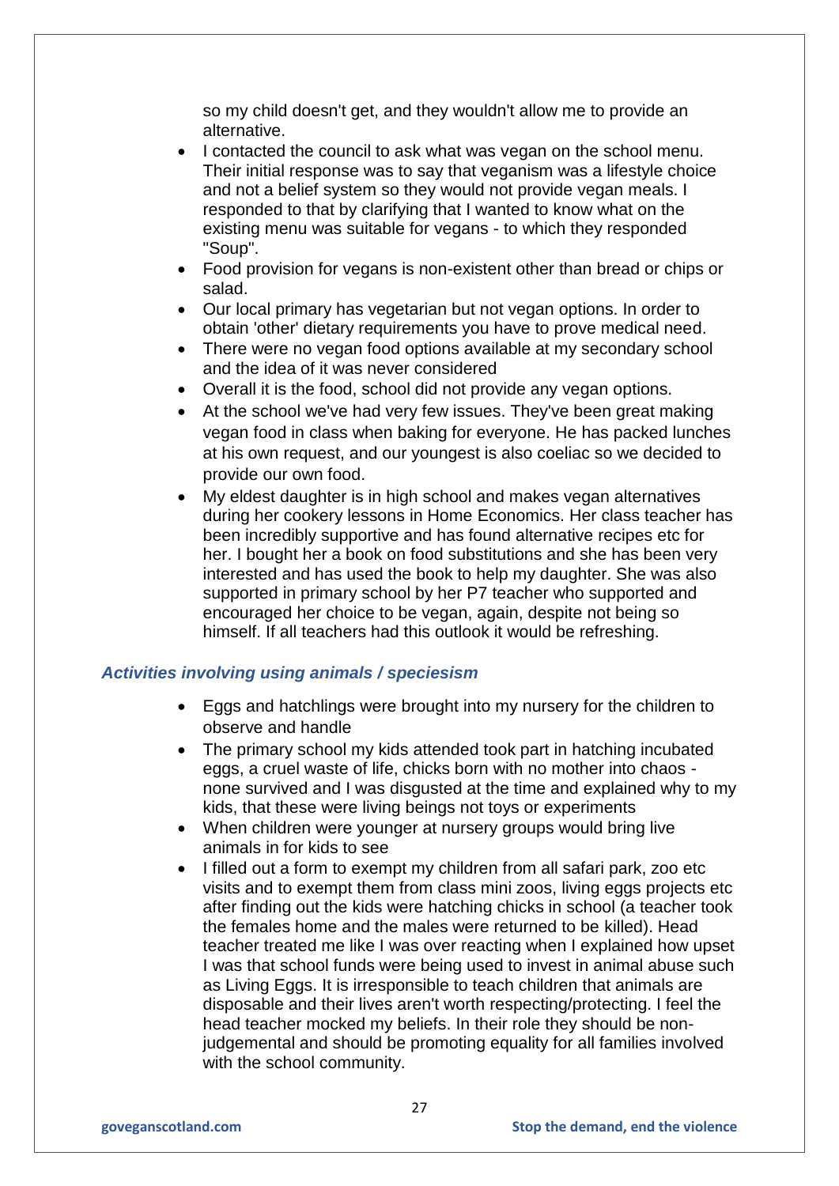so my child doesn't get, and they wouldn't allow me to provide an alternative.

- I contacted the council to ask what was vegan on the school menu. Their initial response was to say that veganism was a lifestyle choice and not a belief system so they would not provide vegan meals. I responded to that by clarifying that I wanted to know what on the existing menu was suitable for vegans - to which they responded "Soup".
- Food provision for vegans is non-existent other than bread or chips or salad.
- Our local primary has vegetarian but not vegan options. In order to obtain 'other' dietary requirements you have to prove medical need.
- There were no vegan food options available at my secondary school and the idea of it was never considered
- Overall it is the food, school did not provide any vegan options.
- At the school we've had very few issues. They've been great making vegan food in class when baking for everyone. He has packed lunches at his own request, and our youngest is also coeliac so we decided to provide our own food.
- My eldest daughter is in high school and makes vegan alternatives during her cookery lessons in Home Economics. Her class teacher has been incredibly supportive and has found alternative recipes etc for her. I bought her a book on food substitutions and she has been very interested and has used the book to help my daughter. She was also supported in primary school by her P7 teacher who supported and encouraged her choice to be vegan, again, despite not being so himself. If all teachers had this outlook it would be refreshing.

### *Activities involving using animals / speciesism*

- Eggs and hatchlings were brought into my nursery for the children to observe and handle
- The primary school my kids attended took part in hatching incubated eggs, a cruel waste of life, chicks born with no mother into chaos - none survived and I was disgusted at the time and explained why to my kids, that these were living beings not toys or experiments
- When children were younger at nursery groups would bring live animals in for kids to see
- I filled out a form to exempt my children from all safari park, zoo etc visits and to exempt them from class mini zoos, living eggs projects etc after finding out the kids were hatching chicks in school (a teacher took the females home and the males were returned to be killed). Head teacher treated me like I was over reacting when I explained how upset I was that school funds were being used to invest in animal abuse such as Living Eggs. It is irresponsible to teach children that animals are disposable and their lives aren't worth respecting/protecting. I feel the head teacher mocked my beliefs. In their role they should be non-judgemental and should be promoting equality for all families involved with the school community.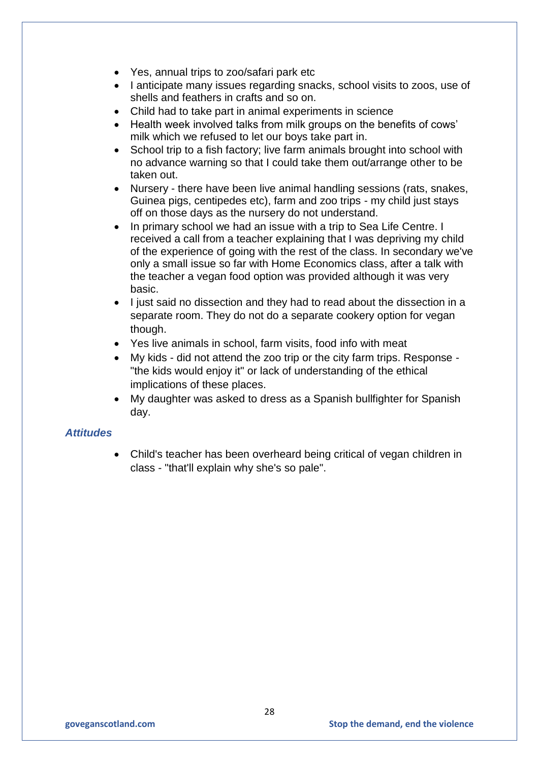- Yes, annual trips to zoo/safari park etc
- I anticipate many issues regarding snacks, school visits to zoos, use of shells and feathers in crafts and so on.
- Child had to take part in animal experiments in science
- Health week involved talks from milk groups on the benefits of cows' milk which we refused to let our boys take part in.
- School trip to a fish factory; live farm animals brought into school with no advance warning so that I could take them out/arrange other to be taken out.
- Nursery - there have been live animal handling sessions (rats, snakes, Guinea pigs, centipedes etc), farm and zoo trips - my child just stays off on those days as the nursery do not understand.
- In primary school we had an issue with a trip to Sea Life Centre. I received a call from a teacher explaining that I was depriving my child of the experience of going with the rest of the class. In secondary we've only a small issue so far with Home Economics class, after a talk with the teacher a vegan food option was provided although it was very basic.
- I just said no dissection and they had to read about the dissection in a separate room. They do not do a separate cookery option for vegan though.
- Yes live animals in school, farm visits, food info with meat
- My kids - did not attend the zoo trip or the city farm trips. Response - "the kids would enjoy it" or lack of understanding of the ethical implications of these places.
- My daughter was asked to dress as a Spanish bullfighter for Spanish day.

### *Attitudes*

- Child's teacher has been overheard being critical of vegan children in class - "that'll explain why she's so pale".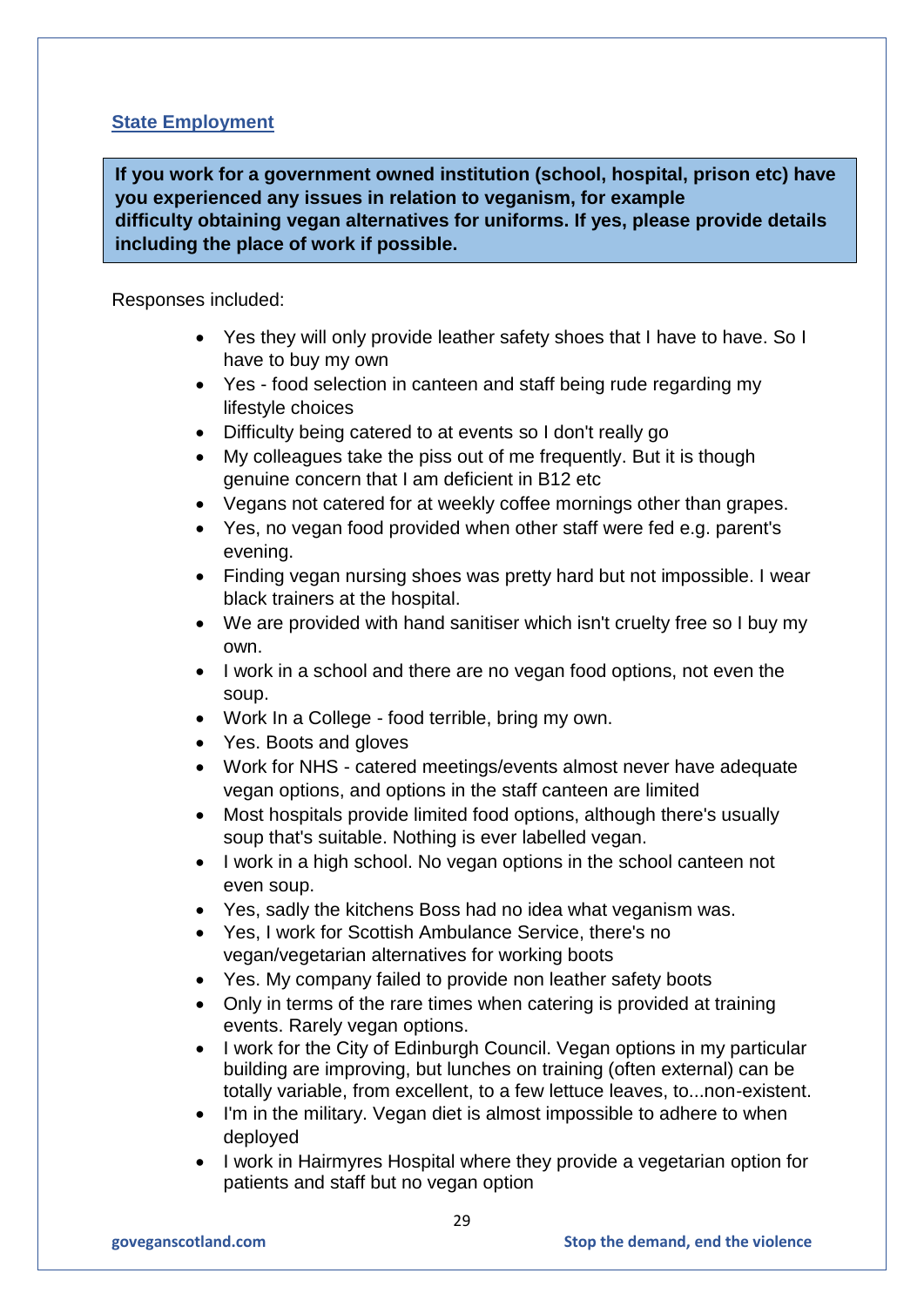## State Employment

**If you work for a government owned institution (school, hospital, prison etc) have you experienced any issues in relation to veganism, for example difficulty obtaining vegan alternatives for uniforms. If yes, please provide details including the place of work if possible.**

Responses included:

- Yes they will only provide leather safety shoes that I have to have. So I have to buy my own
- Yes - food selection in canteen and staff being rude regarding my lifestyle choices
- Difficulty being catered to at events so I don't really go
- My colleagues take the piss out of me frequently. But it is though genuine concern that I am deficient in B12 etc
- Vegans not catered for at weekly coffee mornings other than grapes.
- Yes, no vegan food provided when other staff were fed e.g. parent's evening.
- Finding vegan nursing shoes was pretty hard but not impossible. I wear black trainers at the hospital.
- We are provided with hand sanitiser which isn't cruelty free so I buy my own.
- I work in a school and there are no vegan food options, not even the soup.
- Work In a College - food terrible, bring my own.
- Yes. Boots and gloves
- Work for NHS - catered meetings/events almost never have adequate vegan options, and options in the staff canteen are limited
- Most hospitals provide limited food options, although there's usually soup that's suitable. Nothing is ever labelled vegan.
- I work in a high school. No vegan options in the school canteen not even soup.
- Yes, sadly the kitchens Boss had no idea what veganism was.
- Yes, I work for Scottish Ambulance Service, there's no vegan/vegetarian alternatives for working boots
- Yes. My company failed to provide non leather safety boots
- Only in terms of the rare times when catering is provided at training events. Rarely vegan options.
- I work for the City of Edinburgh Council. Vegan options in my particular building are improving, but lunches on training (often external) can be totally variable, from excellent, to a few lettuce leaves, to...non-existent.
- I'm in the military. Vegan diet is almost impossible to adhere to when deployed
- I work in Hairmyres Hospital where they provide a vegetarian option for patients and staff but no vegan option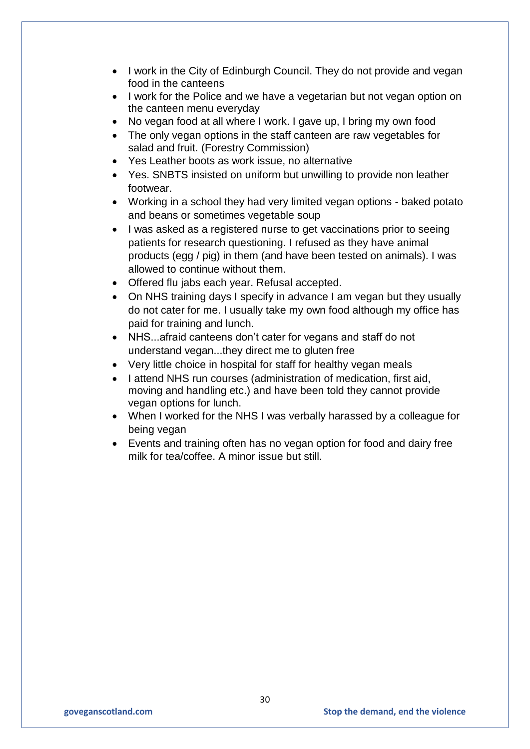- I work in the City of Edinburgh Council. They do not provide and vegan food in the canteens
- I work for the Police and we have a vegetarian but not vegan option on the canteen menu everyday
- No vegan food at all where I work. I gave up, I bring my own food
- The only vegan options in the staff canteen are raw vegetables for salad and fruit. (Forestry Commission)
- Yes Leather boots as work issue, no alternative
- Yes. SNBTS insisted on uniform but unwilling to provide non leather footwear.
- Working in a school they had very limited vegan options - baked potato and beans or sometimes vegetable soup
- I was asked as a registered nurse to get vaccinations prior to seeing patients for research questioning. I refused as they have animal products (egg / pig) in them (and have been tested on animals). I was allowed to continue without them.
- Offered flu jabs each year. Refusal accepted.
- On NHS training days I specify in advance I am vegan but they usually do not cater for me. I usually take my own food although my office has paid for training and lunch.
- NHS...afraid canteens don't cater for vegans and staff do not understand vegan...they direct me to gluten free
- Very little choice in hospital for staff for healthy vegan meals
- I attend NHS run courses (administration of medication, first aid, moving and handling etc.) and have been told they cannot provide vegan options for lunch.
- When I worked for the NHS I was verbally harassed by a colleague for being vegan
- Events and training often has no vegan option for food and dairy free milk for tea/coffee. A minor issue but still.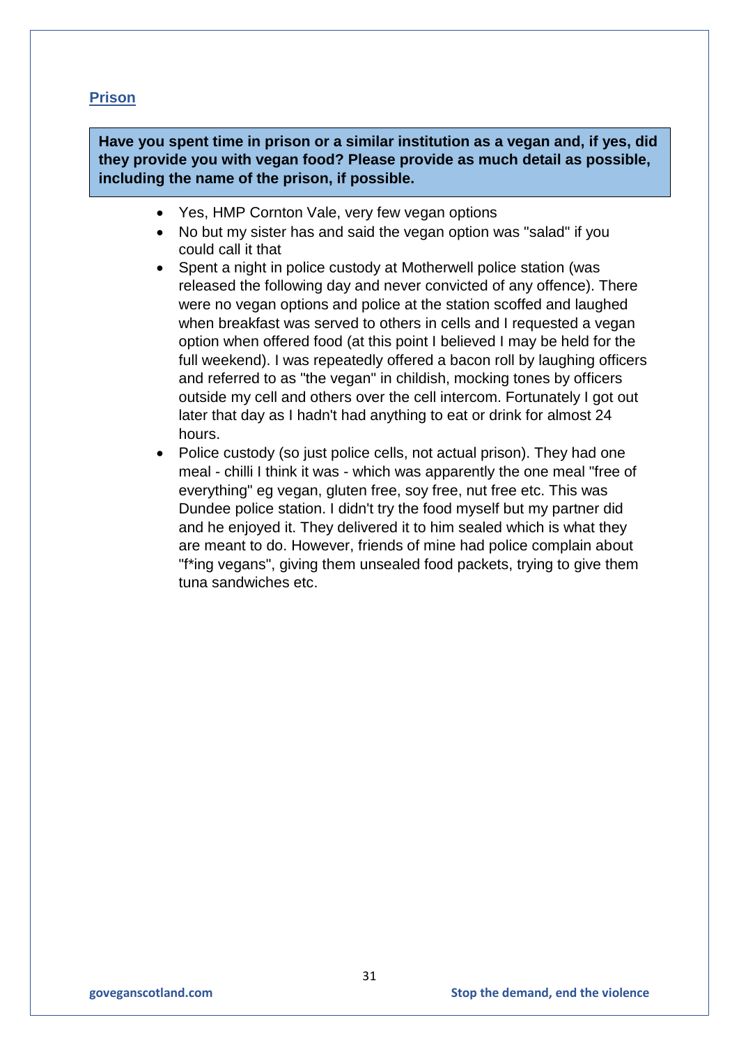## Prison

**Have you spent time in prison or a similar institution as a vegan and, if yes, did they provide you with vegan food? Please provide as much detail as possible, including the name of the prison, if possible.**

- Yes, HMP Cornton Vale, very few vegan options
- No but my sister has and said the vegan option was "salad" if you could call it that
- Spent a night in police custody at Motherwell police station (was released the following day and never convicted of any offence). There were no vegan options and police at the station scoffed and laughed when breakfast was served to others in cells and I requested a vegan option when offered food (at this point I believed I may be held for the full weekend). I was repeatedly offered a bacon roll by laughing officers and referred to as "the vegan" in childish, mocking tones by officers outside my cell and others over the cell intercom. Fortunately I got out later that day as I hadn't had anything to eat or drink for almost 24 hours.
- Police custody (so just police cells, not actual prison). They had one meal - chilli I think it was - which was apparently the one meal "free of everything" eg vegan, gluten free, soy free, nut free etc. This was Dundee police station. I didn't try the food myself but my partner did and he enjoyed it. They delivered it to him sealed which is what they are meant to do. However, friends of mine had police complain about "f*ing vegans", giving them unsealed food packets, trying to give them tuna sandwiches etc.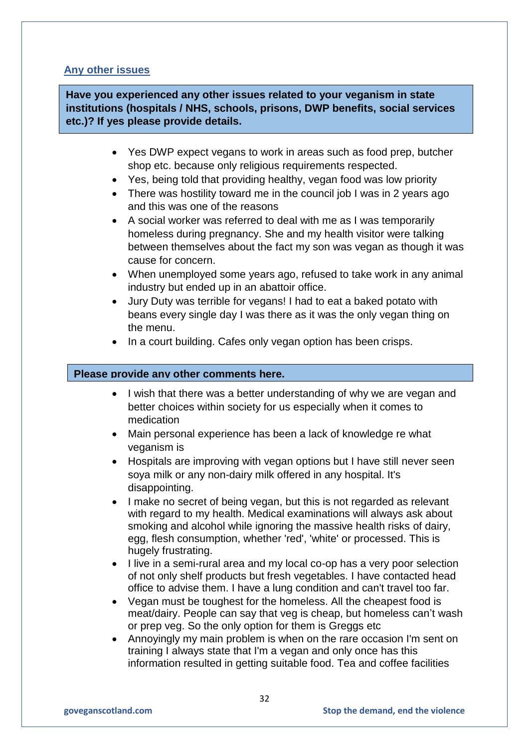## Any other issues

**Have you experienced any other issues related to your veganism in state institutions (hospitals / NHS, schools, prisons, DWP benefits, social services etc.)? If yes please provide details.**

- Yes DWP expect vegans to work in areas such as food prep, butcher shop etc. because only religious requirements respected.
- Yes, being told that providing healthy, vegan food was low priority
- There was hostility toward me in the council job I was in 2 years ago and this was one of the reasons
- A social worker was referred to deal with me as I was temporarily homeless during pregnancy. She and my health visitor were talking between themselves about the fact my son was vegan as though it was cause for concern.
- When unemployed some years ago, refused to take work in any animal industry but ended up in an abattoir office.
- Jury Duty was terrible for vegans! I had to eat a baked potato with beans every single day I was there as it was the only vegan thing on the menu.
- In a court building. Cafes only vegan option has been crisps.

**Please provide any other comments here.**

- I wish that there was a better understanding of why we are vegan and better choices within society for us especially when it comes to medication
- Main personal experience has been a lack of knowledge re what veganism is
- Hospitals are improving with vegan options but I have still never seen soya milk or any non-dairy milk offered in any hospital. It's disappointing.
- I make no secret of being vegan, but this is not regarded as relevant with regard to my health. Medical examinations will always ask about smoking and alcohol while ignoring the massive health risks of dairy, egg, flesh consumption, whether 'red', 'white' or processed. This is hugely frustrating.
- I live in a semi-rural area and my local co-op has a very poor selection of not only shelf products but fresh vegetables. I have contacted head office to advise them. I have a lung condition and can't travel too far.
- Vegan must be toughest for the homeless. All the cheapest food is meat/dairy. People can say that veg is cheap, but homeless can't wash or prep veg. So the only option for them is Greggs etc
- Annoyingly my main problem is when on the rare occasion I'm sent on training I always state that I'm a vegan and only once has this information resulted in getting suitable food. Tea and coffee facilities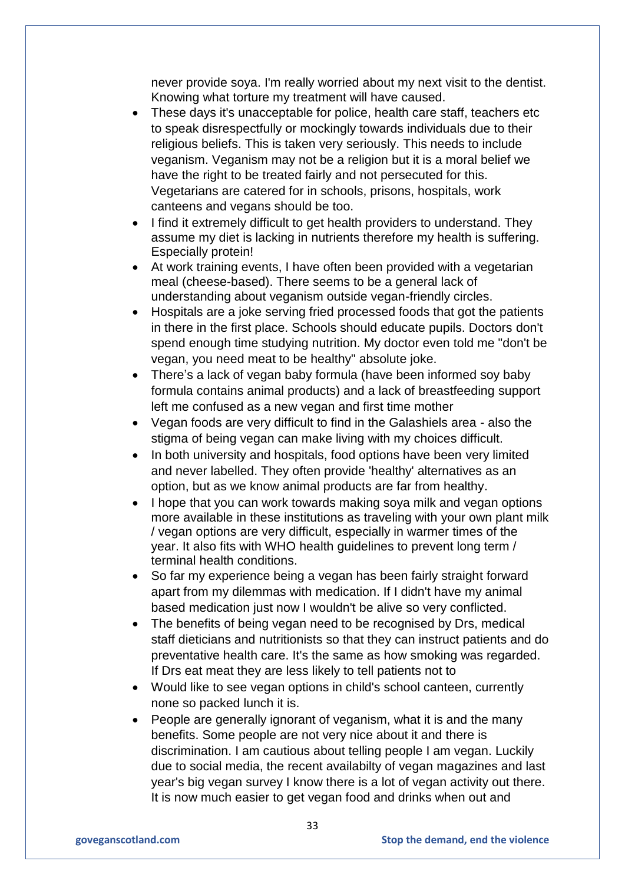never provide soya. I'm really worried about my next visit to the dentist. Knowing what torture my treatment will have caused.

- These days it's unacceptable for police, health care staff, teachers etc to speak disrespectfully or mockingly towards individuals due to their religious beliefs. This is taken very seriously. This needs to include veganism. Veganism may not be a religion but it is a moral belief we have the right to be treated fairly and not persecuted for this. Vegetarians are catered for in schools, prisons, hospitals, work canteens and vegans should be too.
- I find it extremely difficult to get health providers to understand. They assume my diet is lacking in nutrients therefore my health is suffering. Especially protein!
- At work training events, I have often been provided with a vegetarian meal (cheese-based). There seems to be a general lack of understanding about veganism outside vegan-friendly circles.
- Hospitals are a joke serving fried processed foods that got the patients in there in the first place. Schools should educate pupils. Doctors don't spend enough time studying nutrition. My doctor even told me "don't be vegan, you need meat to be healthy" absolute joke.
- There's a lack of vegan baby formula (have been informed soy baby formula contains animal products) and a lack of breastfeeding support left me confused as a new vegan and first time mother
- Vegan foods are very difficult to find in the Galashiels area - also the stigma of being vegan can make living with my choices difficult.
- In both university and hospitals, food options have been very limited and never labelled. They often provide 'healthy' alternatives as an option, but as we know animal products are far from healthy.
- I hope that you can work towards making soya milk and vegan options more available in these institutions as traveling with your own plant milk / vegan options are very difficult, especially in warmer times of the year. It also fits with WHO health guidelines to prevent long term / terminal health conditions.
- So far my experience being a vegan has been fairly straight forward apart from my dilemmas with medication. If I didn't have my animal based medication just now I wouldn't be alive so very conflicted.
- The benefits of being vegan need to be recognised by Drs, medical staff dieticians and nutritionists so that they can instruct patients and do preventative health care. It's the same as how smoking was regarded. If Drs eat meat they are less likely to tell patients not to
- Would like to see vegan options in child's school canteen, currently none so packed lunch it is.
- People are generally ignorant of veganism, what it is and the many benefits. Some people are not very nice about it and there is discrimination. I am cautious about telling people I am vegan. Luckily due to social media, the recent availabilty of vegan magazines and last year's big vegan survey I know there is a lot of vegan activity out there. It is now much easier to get vegan food and drinks when out and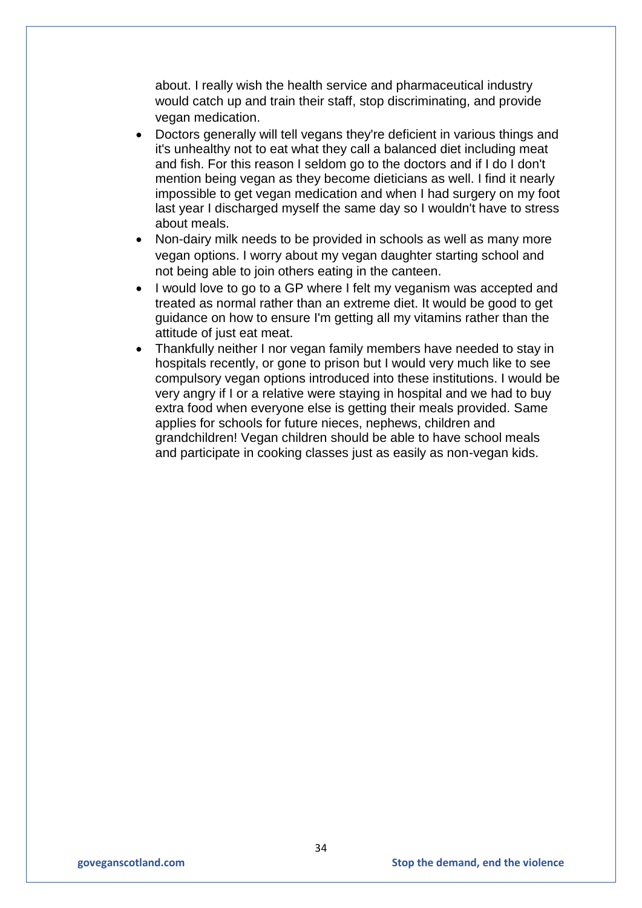about. I really wish the health service and pharmaceutical industry would catch up and train their staff, stop discriminating, and provide vegan medication.

- Doctors generally will tell vegans they're deficient in various things and it's unhealthy not to eat what they call a balanced diet including meat and fish. For this reason I seldom go to the doctors and if I do I don't mention being vegan as they become dieticians as well. I find it nearly impossible to get vegan medication and when I had surgery on my foot last year I discharged myself the same day so I wouldn't have to stress about meals.
- Non-dairy milk needs to be provided in schools as well as many more vegan options. I worry about my vegan daughter starting school and not being able to join others eating in the canteen.
- I would love to go to a GP where I felt my veganism was accepted and treated as normal rather than an extreme diet. It would be good to get guidance on how to ensure I'm getting all my vitamins rather than the attitude of just eat meat.
- Thankfully neither I nor vegan family members have needed to stay in hospitals recently, or gone to prison but I would very much like to see compulsory vegan options introduced into these institutions. I would be very angry if I or a relative were staying in hospital and we had to buy extra food when everyone else is getting their meals provided. Same applies for schools for future nieces, nephews, children and grandchildren! Vegan children should be able to have school meals and participate in cooking classes just as easily as non-vegan kids.